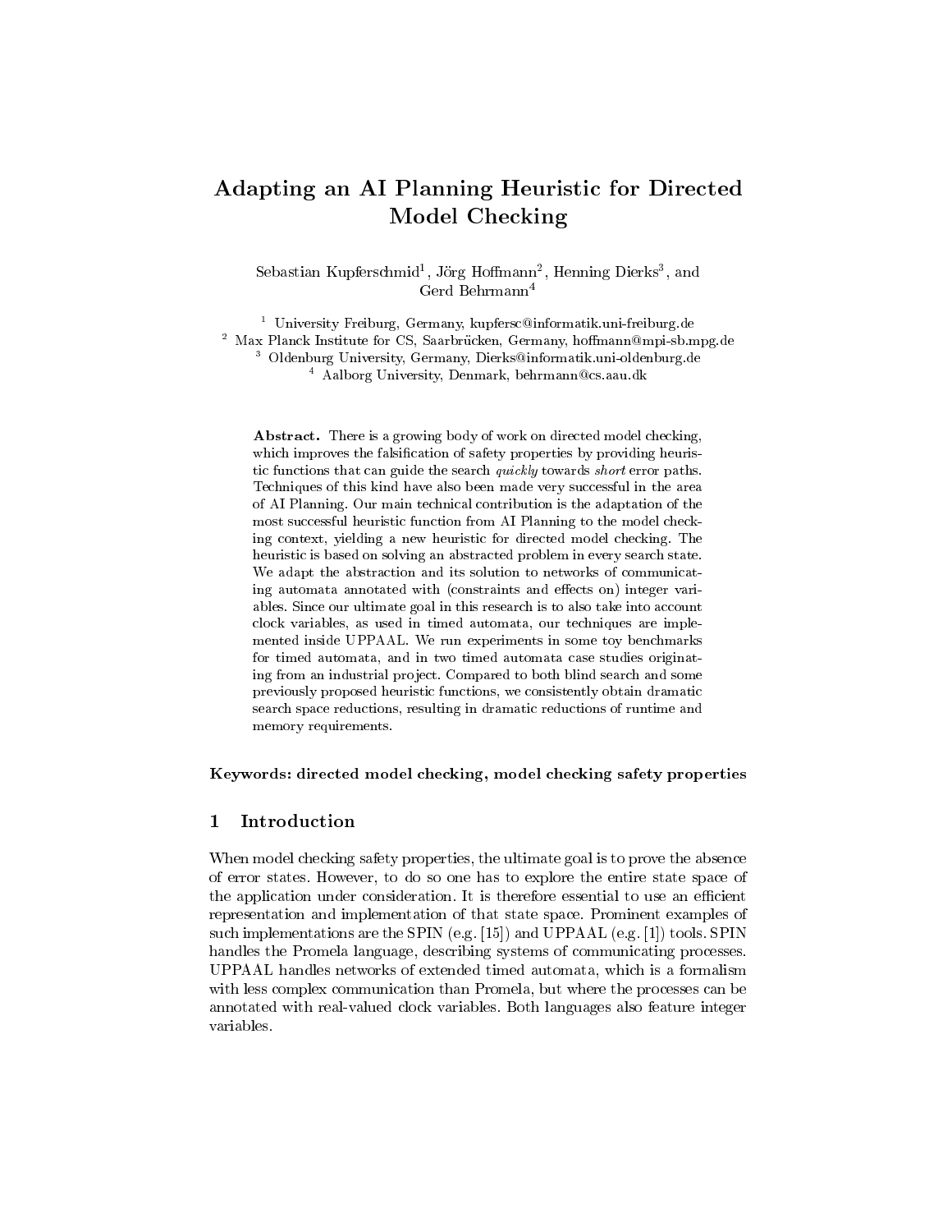# Adapting an AI Planning Heuristic for Directed Model Checking

Sebastian Kupferschmid[1], Jörg Hoffmann[2], Henning Dierks[3], and Gerd Behrmann[4]

[1] University Freiburg, Germany, kupfersc@informatik.uni-freiburg.de
[2] Max Planck Institute for CS, Saarbrücken, Germany, hoffmann@mpi-sb.mpg.de
[3] Oldenburg University, Germany, Dierks@informatik.uni-oldenburg.de
[4] Aalborg University, Denmark, behrmann@cs.aau.dk

**Abstract.** There is a growing body of work on directed model checking, which improves the falsification of safety properties by providing heuristic functions that can guide the search *quickly* towards *short* error paths. Techniques of this kind have also been made very successful in the area of AI Planning. Our main technical contribution is the adaptation of the most successful heuristic function from AI Planning to the model checking context, yielding a new heuristic for directed model checking. The heuristic is based on solving an abstracted problem in every search state. We adapt the abstraction and its solution to networks of communicating automata annotated with (constraints and effects on) integer variables. Since our ultimate goal in this research is to also take into account clock variables, as used in timed automata, our techniques are implemented inside UPPAAL. We run experiments in some toy benchmarks for timed automata, and in two timed automata case studies originating from an industrial project. Compared to both blind search and some previously proposed heuristic functions, we consistently obtain dramatic search space reductions, resulting in dramatic reductions of runtime and memory requirements.

**Keywords: directed model checking, model checking safety properties**

## 1 Introduction

When model checking safety properties, the ultimate goal is to prove the absence of error states. However, to do so one has to explore the entire state space of the application under consideration. It is therefore essential to use an efficient representation and implementation of that state space. Prominent examples of such implementations are the SPIN (e.g. [15]) and UPPAAL (e.g. [1]) tools. SPIN handles the Promela language, describing systems of communicating processes. UPPAAL handles networks of extended timed automata, which is a formalism with less complex communication than Promela, but where the processes can be annotated with real-valued clock variables. Both languages also feature integer variables.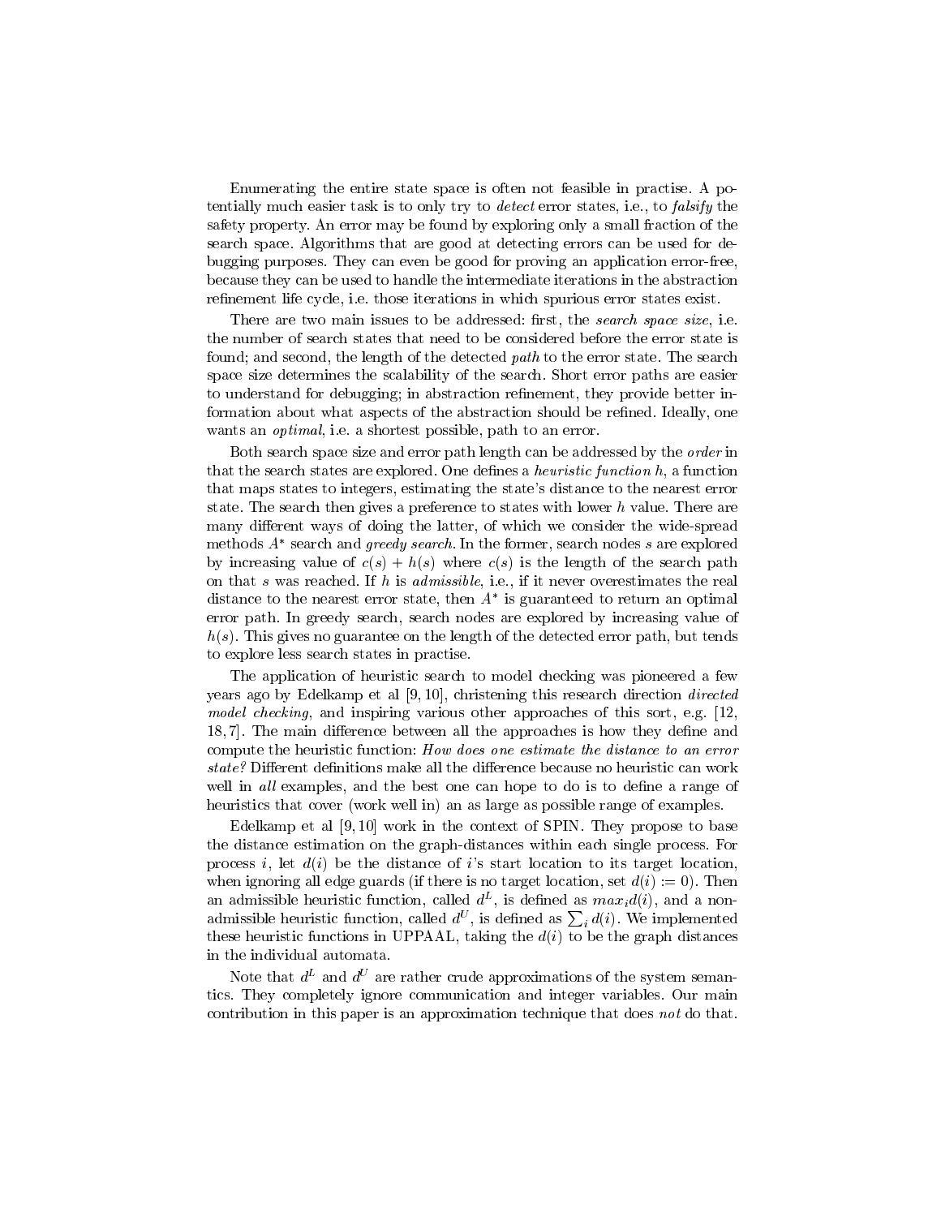Enumerating the entire state space is often not feasible in practise. A potentially much easier task is to only try to *detect* error states, i.e., to *falsify* the safety property. An error may be found by exploring only a small fraction of the search space. Algorithms that are good at detecting errors can be used for debugging purposes. They can even be good for proving an application error-free, because they can be used to handle the intermediate iterations in the abstraction refinement life cycle, i.e. those iterations in which spurious error states exist.

There are two main issues to be addressed: first, the *search space size*, i.e. the number of search states that need to be considered before the error state is found; and second, the length of the detected *path* to the error state. The search space size determines the scalability of the search. Short error paths are easier to understand for debugging; in abstraction refinement, they provide better information about what aspects of the abstraction should be refined. Ideally, one wants an *optimal*, i.e. a shortest possible, path to an error.

Both search space size and error path length can be addressed by the *order* in that the search states are explored. One defines a *heuristic function* $h$, a function that maps states to integers, estimating the state's distance to the nearest error state. The search then gives a preference to states with lower $h$ value. There are many different ways of doing the latter, of which we consider the wide-spread methods $A^*$ search and *greedy search*. In the former, search nodes $s$ are explored by increasing value of $c(s) + h(s)$ where $c(s)$ is the length of the search path on that $s$ was reached. If $h$ is *admissible*, i.e., if it never overestimates the real distance to the nearest error state, then $A^*$ is guaranteed to return an optimal error path. In greedy search, search nodes are explored by increasing value of $h(s)$. This gives no guarantee on the length of the detected error path, but tends to explore less search states in practise.

The application of heuristic search to model checking was pioneered a few years ago by Edelkamp et al [9, 10], christening this research direction *directed model checking*, and inspiring various other approaches of this sort, e.g. [12, 18, 7]. The main difference between all the approaches is how they define and compute the heuristic function: *How does one estimate the distance to an error state?* Different definitions make all the difference because no heuristic can work well in *all* examples, and the best one can hope to do is to define a range of heuristics that cover (work well in) an as large as possible range of examples.

Edelkamp et al [9, 10] work in the context of SPIN. They propose to base the distance estimation on the graph-distances within each single process. For process $i$, let $d(i)$ be the distance of $i$'s start location to its target location, when ignoring all edge guards (if there is no target location, set $d(i) := 0$). Then an admissible heuristic function, called $d^L$, is defined as $max_i d(i)$, and a non-admissible heuristic function, called $d^U$, is defined as $\sum_i d(i)$. We implemented these heuristic functions in UPPAAL, taking the $d(i)$ to be the graph distances in the individual automata.

Note that $d^L$ and $d^U$ are rather crude approximations of the system semantics. They completely ignore communication and integer variables. Our main contribution in this paper is an approximation technique that does *not* do that.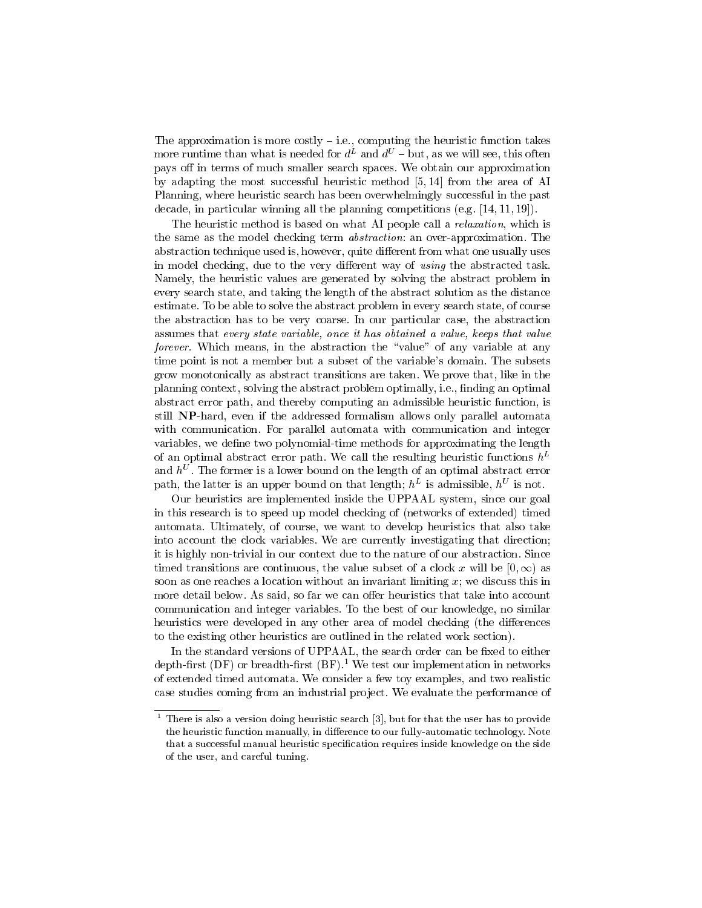The approximation is more costly – i.e., computing the heuristic function takes more runtime than what is needed for $d^L$ and $d^U$ – but, as we will see, this often pays off in terms of much smaller search spaces. We obtain our approximation by adapting the most successful heuristic method [5, 14] from the area of AI Planning, where heuristic search has been overwhelmingly successful in the past decade, in particular winning all the planning competitions (e.g. [14, 11, 19]).

The heuristic method is based on what AI people call a *relaxation*, which is the same as the model checking term *abstraction*: an over-approximation. The abstraction technique used is, however, quite different from what one usually uses in model checking, due to the very different way of *using* the abstracted task. Namely, the heuristic values are generated by solving the abstract problem in every search state, and taking the length of the abstract solution as the distance estimate. To be able to solve the abstract problem in every search state, of course the abstraction has to be very coarse. In our particular case, the abstraction assumes that *every state variable, once it has obtained a value, keeps that value forever*. Which means, in the abstraction the "value" of any variable at any time point is not a member but a subset of the variable's domain. The subsets grow monotonically as abstract transitions are taken. We prove that, like in the planning context, solving the abstract problem optimally, i.e., finding an optimal abstract error path, and thereby computing an admissible heuristic function, is still **NP**-hard, even if the addressed formalism allows only parallel automata with communication. For parallel automata with communication and integer variables, we define two polynomial-time methods for approximating the length of an optimal abstract error path. We call the resulting heuristic functions $h^L$ and $h^U$. The former is a lower bound on the length of an optimal abstract error path, the latter is an upper bound on that length; $h^L$ is admissible, $h^U$ is not.

Our heuristics are implemented inside the UPPAAL system, since our goal in this research is to speed up model checking of (networks of extended) timed automata. Ultimately, of course, we want to develop heuristics that also take into account the clock variables. We are currently investigating that direction; it is highly non-trivial in our context due to the nature of our abstraction. Since timed transitions are continuous, the value subset of a clock $x$ will be $[0, \infty)$ as soon as one reaches a location without an invariant limiting $x$; we discuss this in more detail below. As said, so far we can offer heuristics that take into account communication and integer variables. To the best of our knowledge, no similar heuristics were developed in any other area of model checking (the differences to the existing other heuristics are outlined in the related work section).

In the standard versions of UPPAAL, the search order can be fixed to either depth-first (DF) or breadth-first (BF).[1] We test our implementation in networks of extended timed automata. We consider a few toy examples, and two realistic case studies coming from an industrial project. We evaluate the performance of

---

[1] There is also a version doing heuristic search [3], but for that the user has to provide the heuristic function manually, in difference to our fully-automatic technology. Note that a successful manual heuristic specification requires inside knowledge on the side of the user, and careful tuning.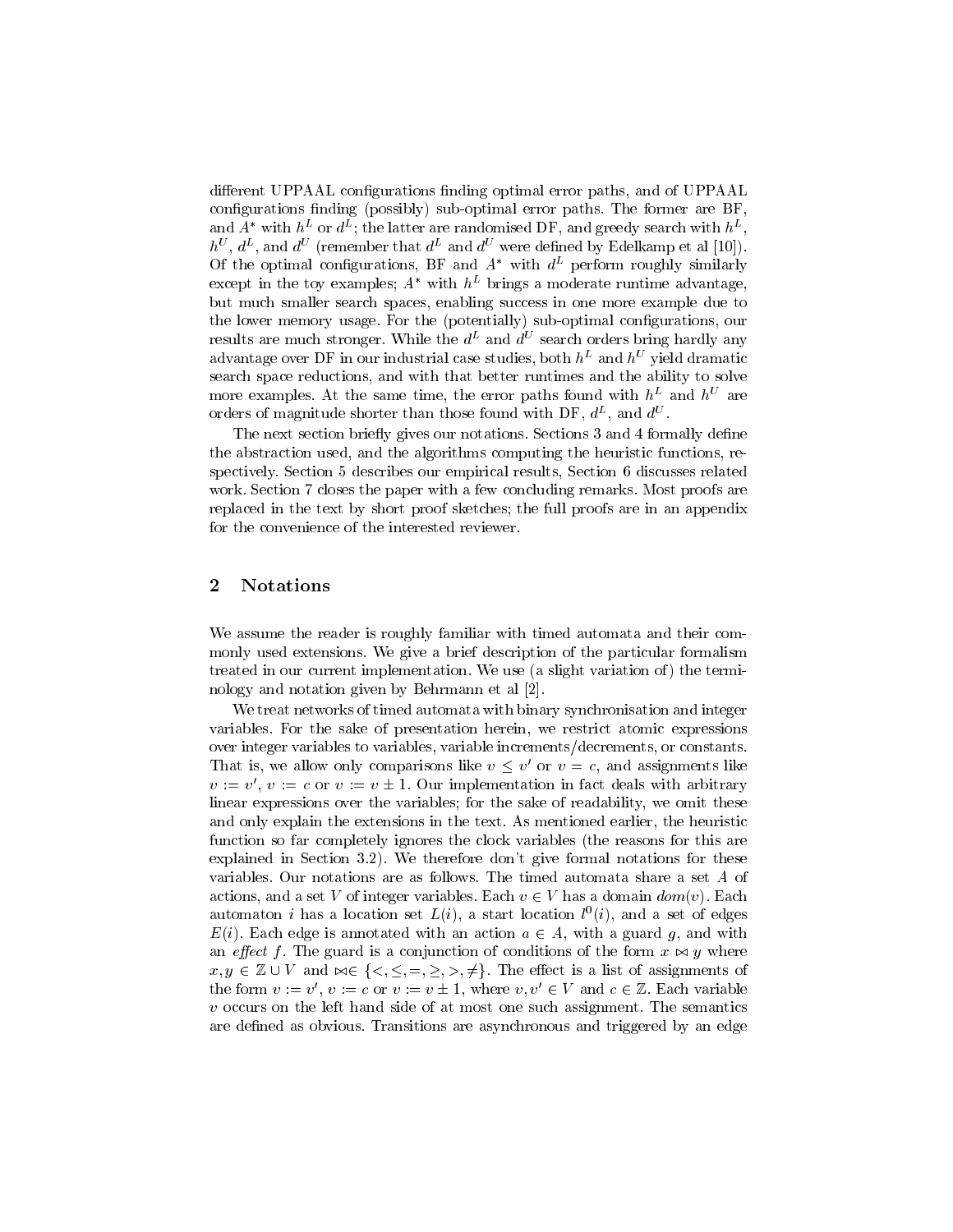different UPPAAL configurations finding optimal error paths, and of UPPAAL configurations finding (possibly) sub-optimal error paths. The former are BF, and $A^*$ with $h^L$ or $d^L$; the latter are randomised DF, and greedy search with $h^L$, $h^U$, $d^L$, and $d^U$ (remember that $d^L$ and $d^U$ were defined by Edelkamp et al [10]). Of the optimal configurations, BF and $A^*$ with $d^L$ perform roughly similarly except in the toy examples; $A^*$ with $h^L$ brings a moderate runtime advantage, but much smaller search spaces, enabling success in one more example due to the lower memory usage. For the (potentially) sub-optimal configurations, our results are much stronger. While the $d^L$ and $d^U$ search orders bring hardly any advantage over DF in our industrial case studies, both $h^L$ and $h^U$ yield dramatic search space reductions, and with that better runtimes and the ability to solve more examples. At the same time, the error paths found with $h^L$ and $h^U$ are orders of magnitude shorter than those found with DF, $d^L$, and $d^U$.

The next section briefly gives our notations. Sections 3 and 4 formally define the abstraction used, and the algorithms computing the heuristic functions, respectively. Section 5 describes our empirical results, Section 6 discusses related work. Section 7 closes the paper with a few concluding remarks. Most proofs are replaced in the text by short proof sketches; the full proofs are in an appendix for the convenience of the interested reviewer.

## 2 Notations

We assume the reader is roughly familiar with timed automata and their commonly used extensions. We give a brief description of the particular formalism treated in our current implementation. We use (a slight variation of) the terminology and notation given by Behrmann et al [2].

We treat networks of timed automata with binary synchronisation and integer variables. For the sake of presentation herein, we restrict atomic expressions over integer variables to variables, variable increments/decrements, or constants. That is, we allow only comparisons like $v \leq v'$ or $v = c$, and assignments like $v := v'$, $v := c$ or $v := v \pm 1$. Our implementation in fact deals with arbitrary linear expressions over the variables; for the sake of readability, we omit these and only explain the extensions in the text. As mentioned earlier, the heuristic function so far completely ignores the clock variables (the reasons for this are explained in Section 3.2). We therefore don't give formal notations for these variables. Our notations are as follows. The timed automata share a set $A$ of actions, and a set $V$ of integer variables. Each $v \in V$ has a domain $dom(v)$. Each automaton $i$ has a location set $L(i)$, a start location $l^0(i)$, and a set of edges $E(i)$. Each edge is annotated with an action $a \in A$, with a guard $g$, and with an *effect* $f$. The guard is a conjunction of conditions of the form $x \bowtie y$ where $x, y \in \mathbb{Z} \cup V$ and $\bowtie \in \{<, \leq, =, \geq, >, \neq\}$. The effect is a list of assignments of the form $v := v'$, $v := c$ or $v := v \pm 1$, where $v, v' \in V$ and $c \in \mathbb{Z}$. Each variable $v$ occurs on the left hand side of at most one such assignment. The semantics are defined as obvious. Transitions are asynchronous and triggered by an edge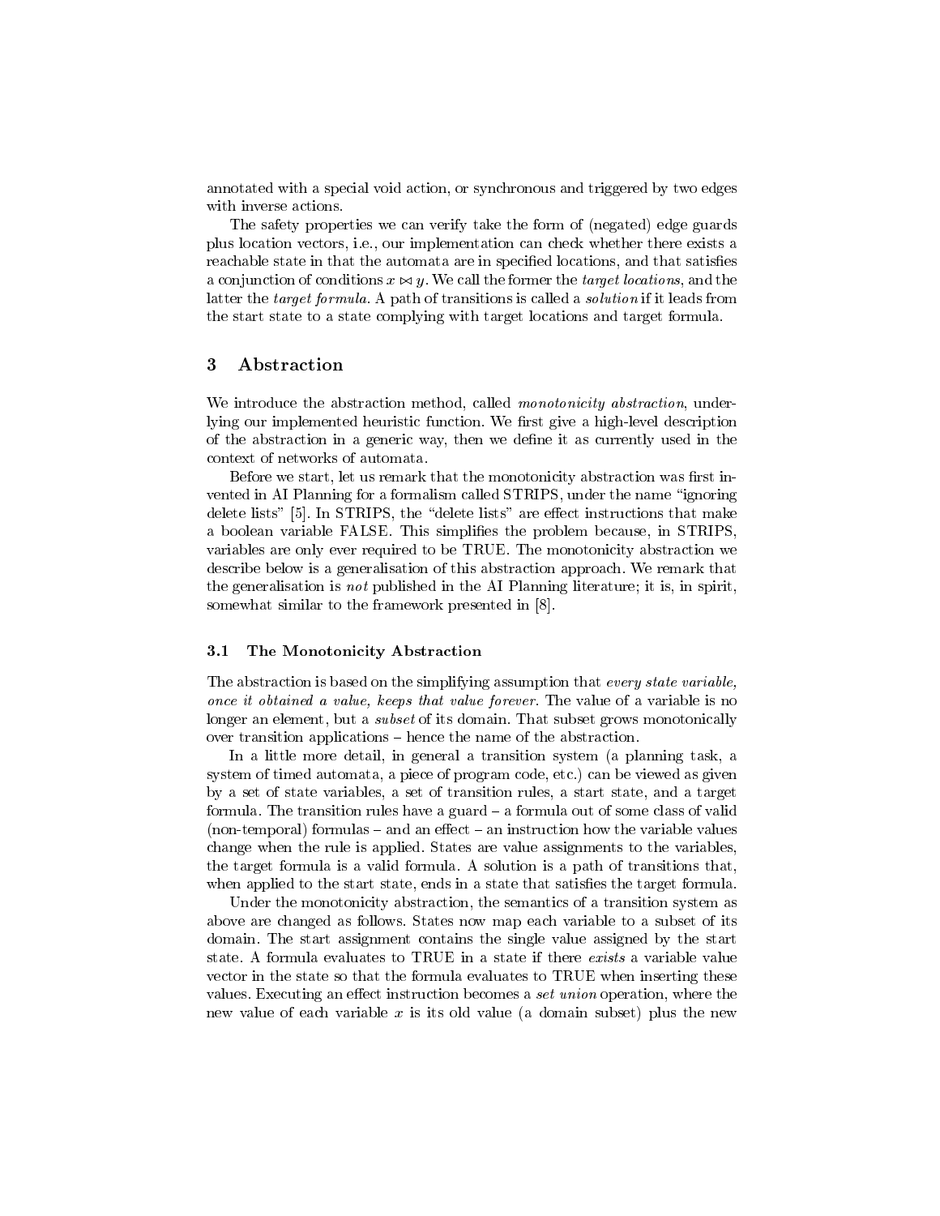annotated with a special void action, or synchronous and triggered by two edges with inverse actions.

The safety properties we can verify take the form of (negated) edge guards plus location vectors, i.e., our implementation can check whether there exists a reachable state in that the automata are in specified locations, and that satisfies a conjunction of conditions $x \bowtie y$. We call the former the *target locations*, and the latter the *target formula*. A path of transitions is called a *solution* if it leads from the start state to a state complying with target locations and target formula.

## 3 Abstraction

We introduce the abstraction method, called *monotonicity abstraction*, underlying our implemented heuristic function. We first give a high-level description of the abstraction in a generic way, then we define it as currently used in the context of networks of automata.

Before we start, let us remark that the monotonicity abstraction was first invented in AI Planning for a formalism called STRIPS, under the name "ignoring delete lists" [5]. In STRIPS, the "delete lists" are effect instructions that make a boolean variable FALSE. This simplifies the problem because, in STRIPS, variables are only ever required to be TRUE. The monotonicity abstraction we describe below is a generalisation of this abstraction approach. We remark that the generalisation is *not* published in the AI Planning literature; it is, in spirit, somewhat similar to the framework presented in [8].

### 3.1 The Monotonicity Abstraction

The abstraction is based on the simplifying assumption that *every state variable, once it obtained a value, keeps that value forever*. The value of a variable is no longer an element, but a *subset* of its domain. That subset grows monotonically over transition applications – hence the name of the abstraction.

In a little more detail, in general a transition system (a planning task, a system of timed automata, a piece of program code, etc.) can be viewed as given by a set of state variables, a set of transition rules, a start state, and a target formula. The transition rules have a guard – a formula out of some class of valid (non-temporal) formulas – and an effect – an instruction how the variable values change when the rule is applied. States are value assignments to the variables, the target formula is a valid formula. A solution is a path of transitions that, when applied to the start state, ends in a state that satisfies the target formula.

Under the monotonicity abstraction, the semantics of a transition system as above are changed as follows. States now map each variable to a subset of its domain. The start assignment contains the single value assigned by the start state. A formula evaluates to TRUE in a state if there *exists* a variable value vector in the state so that the formula evaluates to TRUE when inserting these values. Executing an effect instruction becomes a *set union* operation, where the new value of each variable $x$ is its old value (a domain subset) plus the new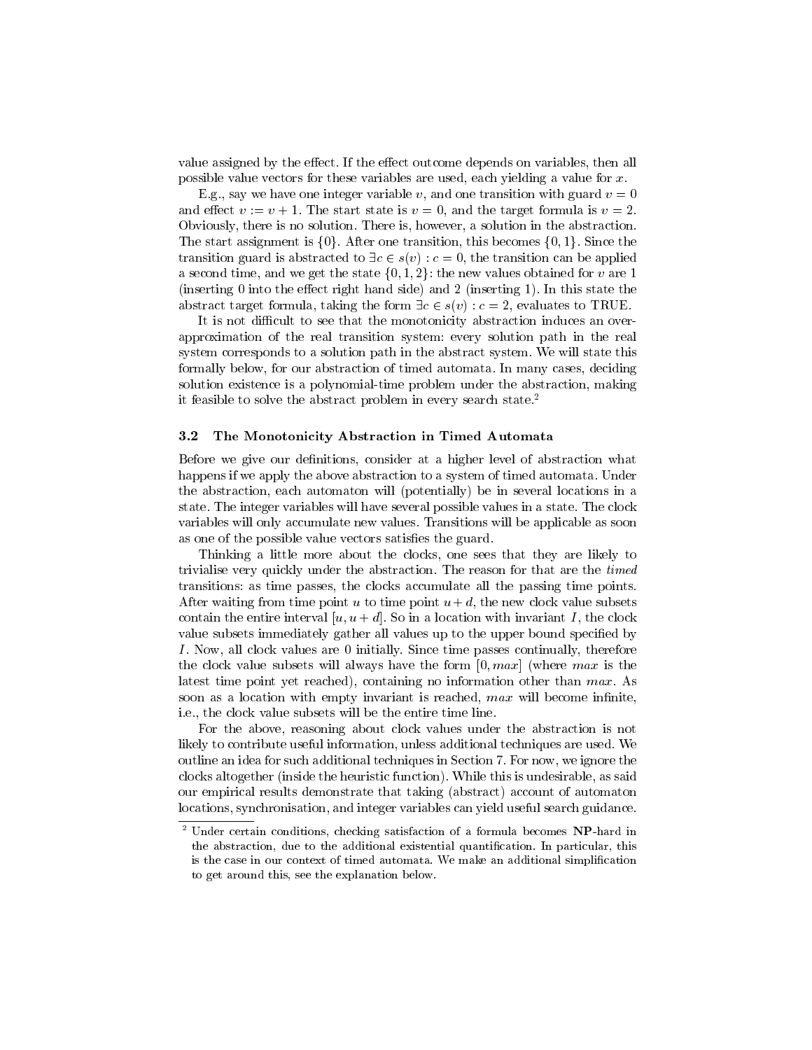value assigned by the effect. If the effect outcome depends on variables, then all possible value vectors for these variables are used, each yielding a value for $x$.

E.g., say we have one integer variable $v$, and one transition with guard $v = 0$ and effect $v := v + 1$. The start state is $v = 0$, and the target formula is $v = 2$. Obviously, there is no solution. There is, however, a solution in the abstraction. The start assignment is $\{0\}$. After one transition, this becomes $\{0, 1\}$. Since the transition guard is abstracted to $\exists c \in s(v) : c = 0$, the transition can be applied a second time, and we get the state $\{0, 1, 2\}$: the new values obtained for $v$ are 1 (inserting 0 into the effect right hand side) and 2 (inserting 1). In this state the abstract target formula, taking the form $\exists c \in s(v) : c = 2$, evaluates to TRUE.

It is not difficult to see that the monotonicity abstraction induces an over-approximation of the real transition system: every solution path in the real system corresponds to a solution path in the abstract system. We will state this formally below, for our abstraction of timed automata. In many cases, deciding solution existence is a polynomial-time problem under the abstraction, making it feasible to solve the abstract problem in every search state.[2]

### 3.2 The Monotonicity Abstraction in Timed Automata

Before we give our definitions, consider at a higher level of abstraction what happens if we apply the above abstraction to a system of timed automata. Under the abstraction, each automaton will (potentially) be in several locations in a state. The integer variables will have several possible values in a state. The clock variables will only accumulate new values. Transitions will be applicable as soon as one of the possible value vectors satisfies the guard.

Thinking a little more about the clocks, one sees that they are likely to trivialise very quickly under the abstraction. The reason for that are the *timed* transitions: as time passes, the clocks accumulate all the passing time points. After waiting from time point $u$ to time point $u + d$, the new clock value subsets contain the entire interval $[u, u + d]$. So in a location with invariant $I$, the clock value subsets immediately gather all values up to the upper bound specified by $I$. Now, all clock values are 0 initially. Since time passes continually, therefore the clock value subsets will always have the form $[0, max]$ (where $max$ is the latest time point yet reached), containing no information other than $max$. As soon as a location with empty invariant is reached, $max$ will become infinite, i.e., the clock value subsets will be the entire time line.

For the above, reasoning about clock values under the abstraction is not likely to contribute useful information, unless additional techniques are used. We outline an idea for such additional techniques in Section 7. For now, we ignore the clocks altogether (inside the heuristic function). While this is undesirable, as said our empirical results demonstrate that taking (abstract) account of automaton locations, synchronisation, and integer variables can yield useful search guidance.

---

[2] Under certain conditions, checking satisfaction of a formula becomes **NP**-hard in the abstraction, due to the additional existential quantification. In particular, this is the case in our context of timed automata. We make an additional simplification to get around this, see the explanation below.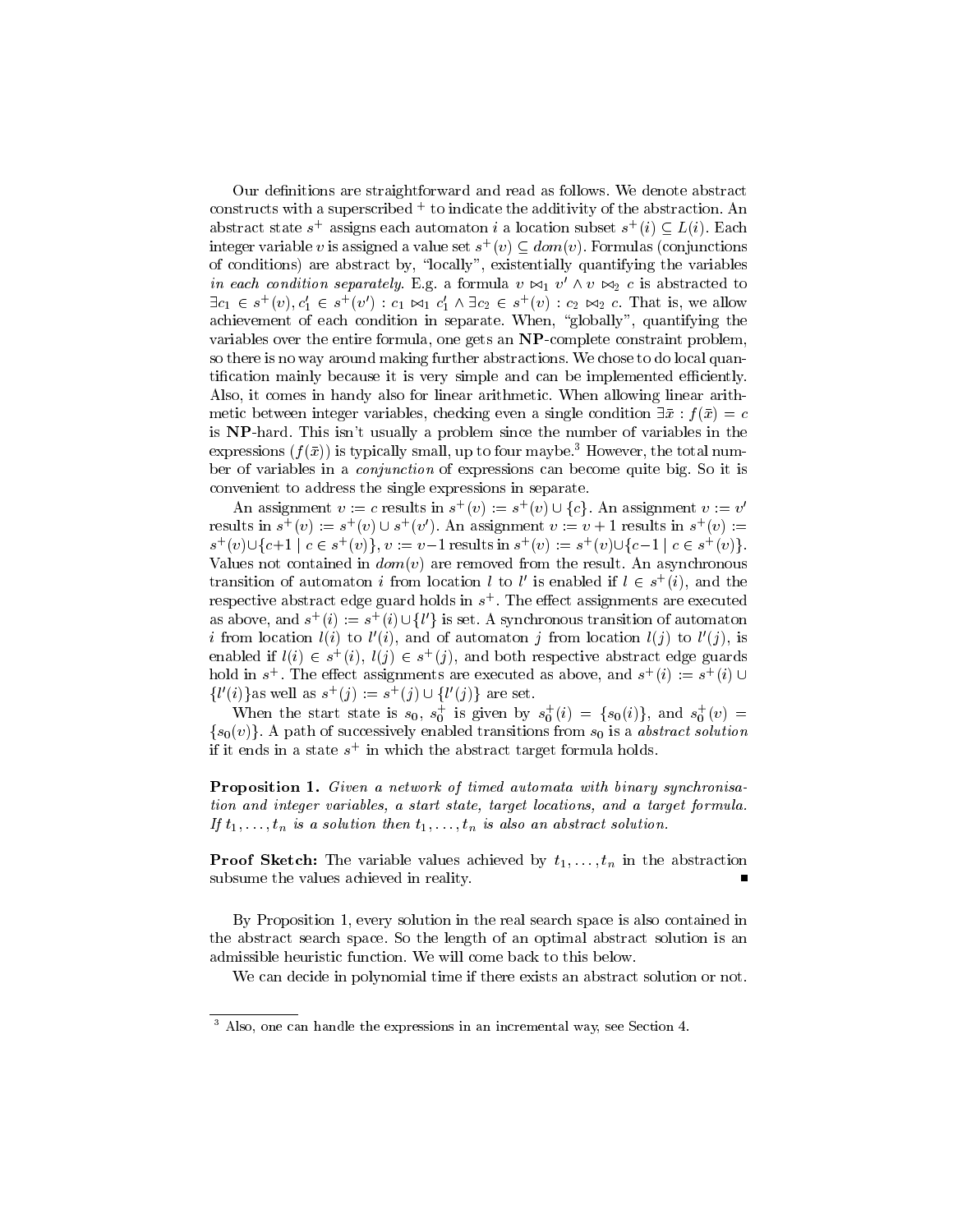Our definitions are straightforward and read as follows. We denote abstract constructs with a superscribed $^+$ to indicate the additivity of the abstraction. An abstract state $s^+$ assigns each automaton $i$ a location subset $s^+(i) \subseteq L(i)$. Each integer variable $v$ is assigned a value set $s^+(v) \subseteq dom(v)$. Formulas (conjunctions of conditions) are abstract by, "locally", existentially quantifying the variables *in each condition separately*. E.g. a formula $v \bowtie_1 v' \wedge v \bowtie_2 c$ is abstracted to $\exists c_1 \in s^+(v), c_1' \in s^+(v') : c_1 \bowtie_1 c_1' \wedge \exists c_2 \in s^+(v) : c_2 \bowtie_2 c$. That is, we allow achievement of each condition in separate. When, "globally", quantifying the variables over the entire formula, one gets an **NP**-complete constraint problem, so there is no way around making further abstractions. We chose to do local quantification mainly because it is very simple and can be implemented efficiently. Also, it comes in handy also for linear arithmetic. When allowing linear arithmetic between integer variables, checking even a single condition $\exists \bar{x} : f(\bar{x}) = c$ is **NP**-hard. This isn't usually a problem since the number of variables in the expressions ($f(\bar{x})$) is typically small, up to four maybe.[3] However, the total number of variables in a *conjunction* of expressions can become quite big. So it is convenient to address the single expressions in separate.

An assignment $v := c$ results in $s^+(v) := s^+(v) \cup \{c\}$. An assignment $v := v'$ results in $s^+(v) := s^+(v) \cup s^+(v')$. An assignment $v := v+1$ results in $s^+(v) := s^+(v) \cup \{c+1 \mid c \in s^+(v)\}$, $v := v-1$ results in $s^+(v) := s^+(v) \cup \{c-1 \mid c \in s^+(v)\}$. Values not contained in $dom(v)$ are removed from the result. An asynchronous transition of automaton $i$ from location $l$ to $l'$ is enabled if $l \in s^+(i)$, and the respective abstract edge guard holds in $s^+$. The effect assignments are executed as above, and $s^+(i) := s^+(i) \cup \{l'\}$ is set. A synchronous transition of automaton $i$ from location $l(i)$ to $l'(i)$, and of automaton $j$ from location $l(j)$ to $l'(j)$, is enabled if $l(i) \in s^+(i)$, $l(j) \in s^+(j)$, and both respective abstract edge guards hold in $s^+$. The effect assignments are executed as above, and $s^+(i) := s^+(i) \cup \{l'(i)\}$as well as $s^+(j) := s^+(j) \cup \{l'(j)\}$ are set.

When the start state is $s_0$, $s_0^+$ is given by $s_0^+(i) = \{s_0(i)\}$, and $s_0^+(v) = \{s_0(v)\}$. A path of successively enabled transitions from $s_0$ is a *abstract solution* if it ends in a state $s^+$ in which the abstract target formula holds.

**Proposition 1.** *Given a network of timed automata with binary synchronisation and integer variables, a start state, target locations, and a target formula. If $t_1, \ldots, t_n$ is a solution then $t_1, \ldots, t_n$ is also an abstract solution.*

**Proof Sketch:** The variable values achieved by $t_1, \ldots, t_n$ in the abstraction subsume the values achieved in reality. ∎

By Proposition 1, every solution in the real search space is also contained in the abstract search space. So the length of an optimal abstract solution is an admissible heuristic function. We will come back to this below.

We can decide in polynomial time if there exists an abstract solution or not.

[3] Also, one can handle the expressions in an incremental way, see Section 4.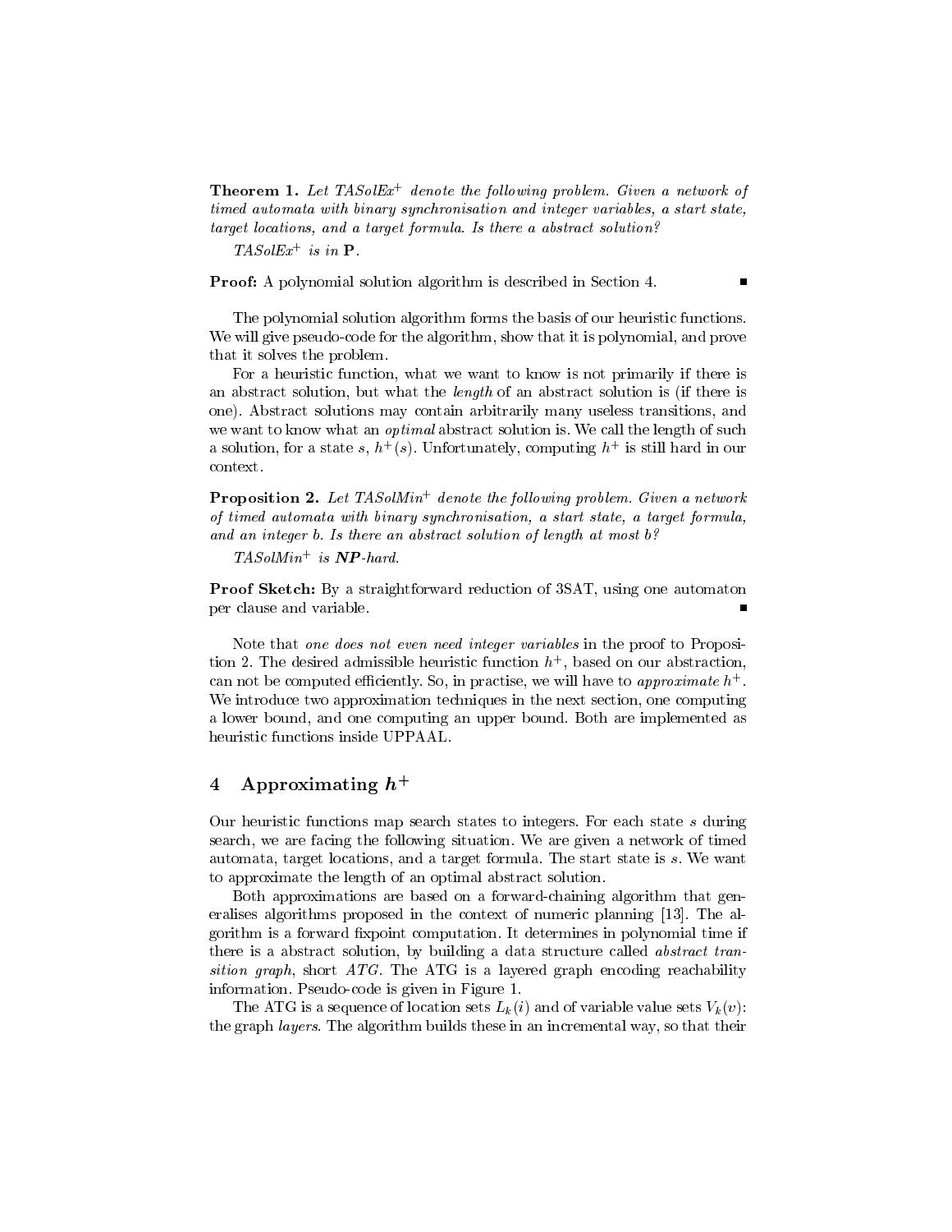**Theorem 1.** *Let TASolEx$^+$ denote the following problem. Given a network of timed automata with binary synchronisation and integer variables, a start state, target locations, and a target formula. Is there a abstract solution?*

*TASolEx$^+$ is in* **P**.

**Proof:** A polynomial solution algorithm is described in Section 4. ∎

The polynomial solution algorithm forms the basis of our heuristic functions. We will give pseudo-code for the algorithm, show that it is polynomial, and prove that it solves the problem.

For a heuristic function, what we want to know is not primarily if there is an abstract solution, but what the *length* of an abstract solution is (if there is one). Abstract solutions may contain arbitrarily many useless transitions, and we want to know what an *optimal* abstract solution is. We call the length of such a solution, for a state $s$, $h^+(s)$. Unfortunately, computing $h^+$ is still hard in our context.

**Proposition 2.** *Let TASolMin$^+$ denote the following problem. Given a network of timed automata with binary synchronisation, a start state, a target formula, and an integer b. Is there an abstract solution of length at most b?*

*TASolMin$^+$ is* ***NP****-hard.*

**Proof Sketch:** By a straightforward reduction of 3SAT, using one automaton per clause and variable. ∎

Note that *one does not even need integer variables* in the proof to Proposition 2. The desired admissible heuristic function $h^+$, based on our abstraction, can not be computed efficiently. So, in practise, we will have to *approximate* $h^+$. We introduce two approximation techniques in the next section, one computing a lower bound, and one computing an upper bound. Both are implemented as heuristic functions inside UPPAAL.

## 4 Approximating $h^+$

Our heuristic functions map search states to integers. For each state $s$ during search, we are facing the following situation. We are given a network of timed automata, target locations, and a target formula. The start state is $s$. We want to approximate the length of an optimal abstract solution.

Both approximations are based on a forward-chaining algorithm that generalises algorithms proposed in the context of numeric planning [13]. The algorithm is a forward fixpoint computation. It determines in polynomial time if there is a abstract solution, by building a data structure called *abstract transition graph*, short *ATG*. The ATG is a layered graph encoding reachability information. Pseudo-code is given in Figure 1.

The ATG is a sequence of location sets $L_k(i)$ and of variable value sets $V_k(v)$: the graph *layers*. The algorithm builds these in an incremental way, so that their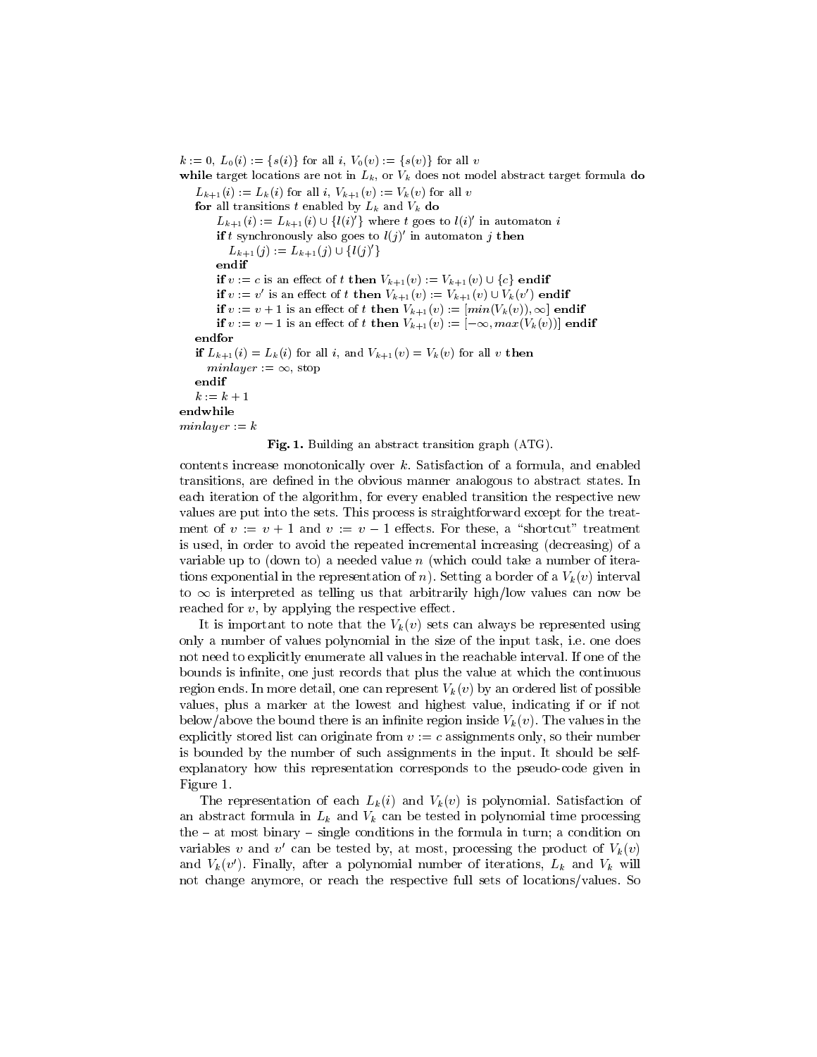```
k := 0, L_0(i) := {s(i)} for all i, V_0(v) := {s(v)} for all v
while target locations are not in L_k, or V_k does not model abstract target formula do
    L_{k+1}(i) := L_k(i) for all i, V_{k+1}(v) := V_k(v) for all v
    for all transitions t enabled by L_k and V_k do
        L_{k+1}(i) := L_{k+1}(i) ∪ {l(i)'} where t goes to l(i)' in automaton i
        if t synchronously also goes to l(j)' in automaton j then
            L_{k+1}(j) := L_{k+1}(j) ∪ {l(j)'}
        endif
        if v := c is an effect of t then V_{k+1}(v) := V_{k+1}(v) ∪ {c} endif
        if v := v' is an effect of t then V_{k+1}(v) := V_{k+1}(v) ∪ V_k(v') endif
        if v := v + 1 is an effect of t then V_{k+1}(v) := [min(V_k(v)), ∞] endif
        if v := v − 1 is an effect of t then V_{k+1}(v) := [−∞, max(V_k(v))] endif
    endfor
    if L_{k+1}(i) = L_k(i) for all i, and V_{k+1}(v) = V_k(v) for all v then
        minlayer := ∞, stop
    endif
    k := k + 1
endwhile
minlayer := k
```

**Fig. 1.** Building an abstract transition graph (ATG).

contents increase monotonically over $k$. Satisfaction of a formula, and enabled transitions, are defined in the obvious manner analogous to abstract states. In each iteration of the algorithm, for every enabled transition the respective new values are put into the sets. This process is straightforward except for the treatment of $v := v + 1$ and $v := v - 1$ effects. For these, a "shortcut" treatment is used, in order to avoid the repeated incremental increasing (decreasing) of a variable up to (down to) a needed value $n$ (which could take a number of iterations exponential in the representation of $n$). Setting a border of a $V_k(v)$ interval to $\infty$ is interpreted as telling us that arbitrarily high/low values can now be reached for $v$, by applying the respective effect.

It is important to note that the $V_k(v)$ sets can always be represented using only a number of values polynomial in the size of the input task, i.e. one does not need to explicitly enumerate all values in the reachable interval. If one of the bounds is infinite, one just records that plus the value at which the continuous region ends. In more detail, one can represent $V_k(v)$ by an ordered list of possible values, plus a marker at the lowest and highest value, indicating if or if not below/above the bound there is an infinite region inside $V_k(v)$. The values in the explicitly stored list can originate from $v := c$ assignments only, so their number is bounded by the number of such assignments in the input. It should be self-explanatory how this representation corresponds to the pseudo-code given in Figure 1.

The representation of each $L_k(i)$ and $V_k(v)$ is polynomial. Satisfaction of an abstract formula in $L_k$ and $V_k$ can be tested in polynomial time processing the – at most binary – single conditions in the formula in turn; a condition on variables $v$ and $v'$ can be tested by, at most, processing the product of $V_k(v)$ and $V_k(v')$. Finally, after a polynomial number of iterations, $L_k$ and $V_k$ will not change anymore, or reach the respective full sets of locations/values. So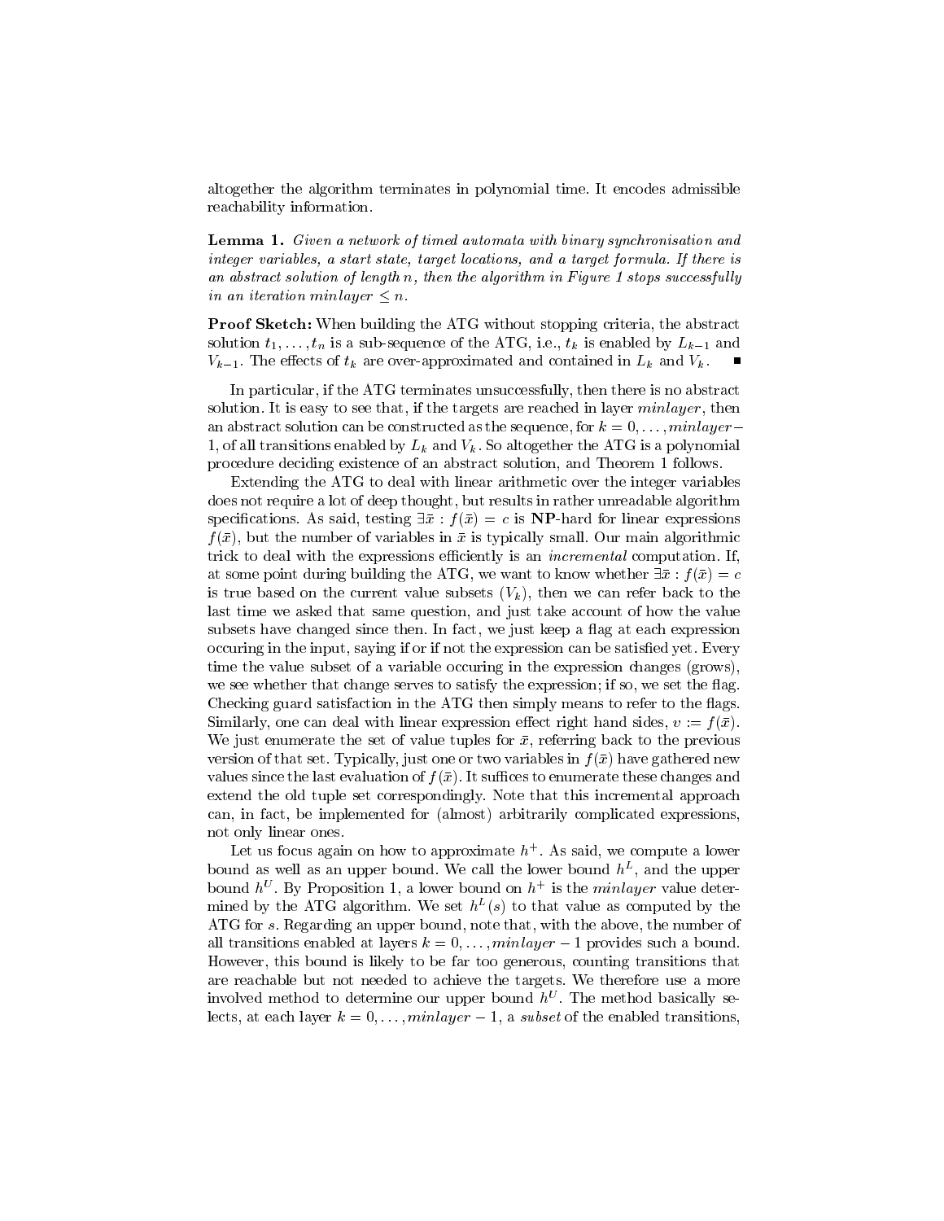altogether the algorithm terminates in polynomial time. It encodes admissible reachability information.

**Lemma 1.** *Given a network of timed automata with binary synchronisation and integer variables, a start state, target locations, and a target formula. If there is an abstract solution of length $n$, then the algorithm in Figure 1 stops successfully in an iteration $minlayer \leq n$.*

**Proof Sketch:** When building the ATG without stopping criteria, the abstract solution $t_1, \dots, t_n$ is a sub-sequence of the ATG, i.e., $t_k$ is enabled by $L_{k-1}$ and $V_{k-1}$. The effects of $t_k$ are over-approximated and contained in $L_k$ and $V_k$. ∎

In particular, if the ATG terminates unsuccessfully, then there is no abstract solution. It is easy to see that, if the targets are reached in layer $minlayer$, then an abstract solution can be constructed as the sequence, for $k = 0, \dots, minlayer - 1$, of all transitions enabled by $L_k$ and $V_k$. So altogether the ATG is a polynomial procedure deciding existence of an abstract solution, and Theorem 1 follows.

Extending the ATG to deal with linear arithmetic over the integer variables does not require a lot of deep thought, but results in rather unreadable algorithm specifications. As said, testing $\exists \bar{x} : f(\bar{x}) = c$ is **NP**-hard for linear expressions $f(\bar{x})$, but the number of variables in $\bar{x}$ is typically small. Our main algorithmic trick to deal with the expressions efficiently is an *incremental* computation. If, at some point during building the ATG, we want to know whether $\exists \bar{x} : f(\bar{x}) = c$ is true based on the current value subsets ($V_k$), then we can refer back to the last time we asked that same question, and just take account of how the value subsets have changed since then. In fact, we just keep a flag at each expression occuring in the input, saying if or if not the expression can be satisfied yet. Every time the value subset of a variable occuring in the expression changes (grows), we see whether that change serves to satisfy the expression; if so, we set the flag. Checking guard satisfaction in the ATG then simply means to refer to the flags. Similarly, one can deal with linear expression effect right hand sides, $v := f(\bar{x})$. We just enumerate the set of value tuples for $\bar{x}$, referring back to the previous version of that set. Typically, just one or two variables in $f(\bar{x})$ have gathered new values since the last evaluation of $f(\bar{x})$. It suffices to enumerate these changes and extend the old tuple set correspondingly. Note that this incremental approach can, in fact, be implemented for (almost) arbitrarily complicated expressions, not only linear ones.

Let us focus again on how to approximate $h^+$. As said, we compute a lower bound as well as an upper bound. We call the lower bound $h^L$, and the upper bound $h^U$. By Proposition 1, a lower bound on $h^+$ is the $minlayer$ value determined by the ATG algorithm. We set $h^L(s)$ to that value as computed by the ATG for $s$. Regarding an upper bound, note that, with the above, the number of all transitions enabled at layers $k = 0, \dots, minlayer - 1$ provides such a bound. However, this bound is likely to be far too generous, counting transitions that are reachable but not needed to achieve the targets. We therefore use a more involved method to determine our upper bound $h^U$. The method basically selects, at each layer $k = 0, \dots, minlayer - 1$, a *subset* of the enabled transitions,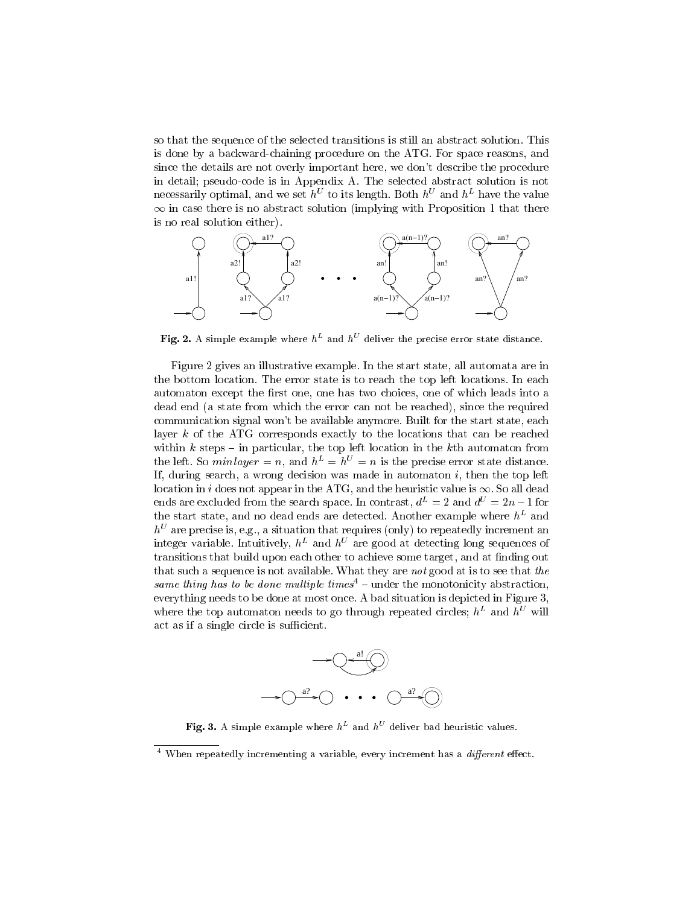so that the sequence of the selected transitions is still an abstract solution. This is done by a backward-chaining procedure on the ATG. For space reasons, and since the details are not overly important here, we don't describe the procedure in detail; pseudo-code is in Appendix A. The selected abstract solution is not necessarily optimal, and we set $h^U$ to its length. Both $h^U$ and $h^L$ have the value $\infty$ in case there is no abstract solution (implying with Proposition 1 that there is no real solution either).

**Fig. 2.** A simple example where $h^L$ and $h^U$ deliver the precise error state distance.

Figure 2 gives an illustrative example. In the start state, all automata are in the bottom location. The error state is to reach the top left locations. In each automaton except the first one, one has two choices, one of which leads into a dead end (a state from which the error can not be reached), since the required communication signal won't be available anymore. Built for the start state, each layer $k$ of the ATG corresponds exactly to the locations that can be reached within $k$ steps – in particular, the top left location in the $k$th automaton from the left. So $minlayer = n$, and $h^L = h^U = n$ is the precise error state distance. If, during search, a wrong decision was made in automaton $i$, then the top left location in $i$ does not appear in the ATG, and the heuristic value is $\infty$. So all dead ends are excluded from the search space. In contrast, $d^L = 2$ and $d^U = 2n - 1$ for the start state, and no dead ends are detected. Another example where $h^L$ and $h^U$ are precise is, e.g., a situation that requires (only) to repeatedly increment an integer variable. Intuitively, $h^L$ and $h^U$ are good at detecting long sequences of transitions that build upon each other to achieve some target, and at finding out that such a sequence is not available. What they are *not* good at is to see that *the same thing has to be done multiple times*[4] – under the monotonicity abstraction, everything needs to be done at most once. A bad situation is depicted in Figure 3, where the top automaton needs to go through repeated circles; $h^L$ and $h^U$ will act as if a single circle is sufficient.

**Fig. 3.** A simple example where $h^L$ and $h^U$ deliver bad heuristic values.

[4] When repeatedly incrementing a variable, every increment has a *different* effect.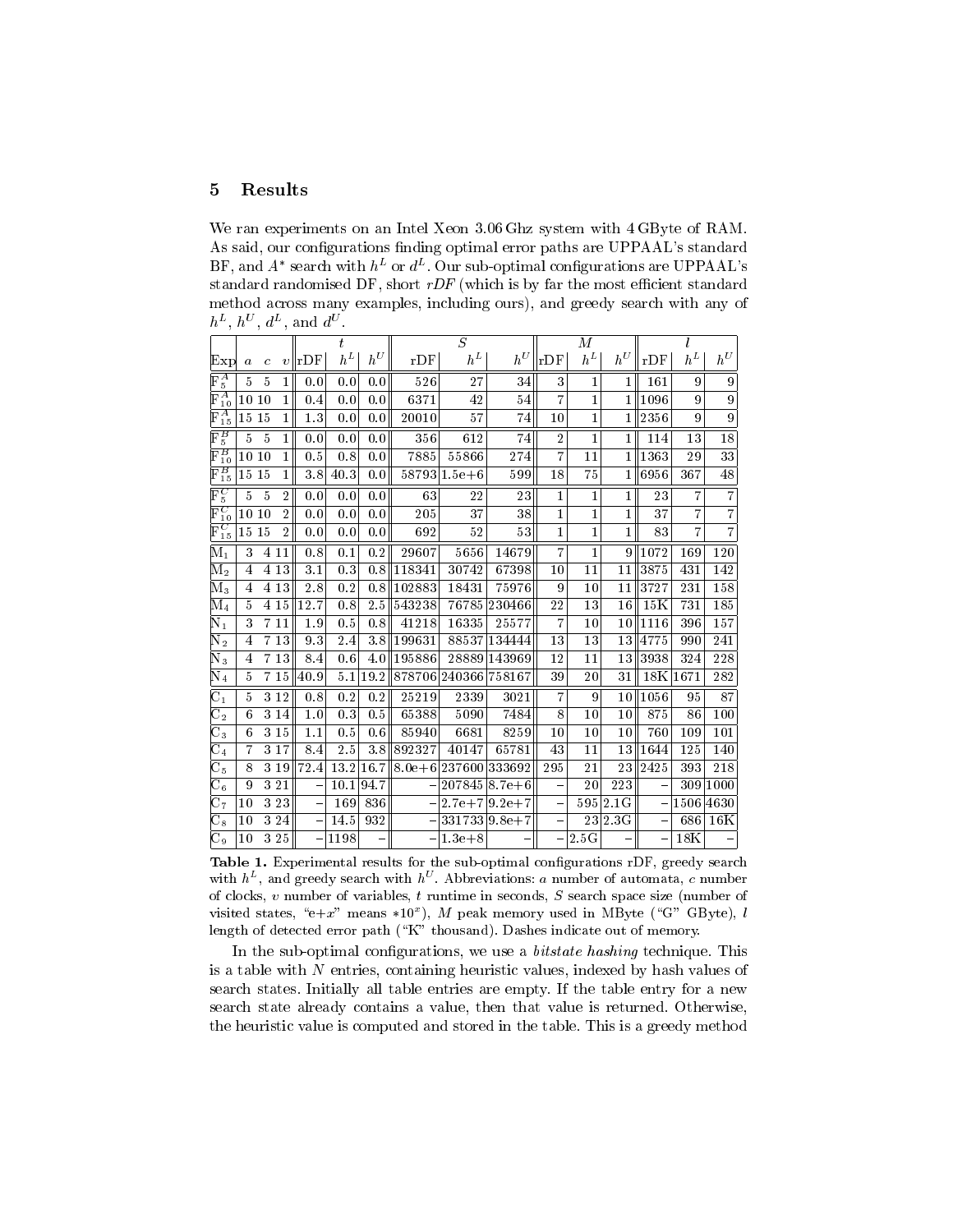## 5 Results

We ran experiments on an Intel Xeon 3.06 Ghz system with 4 GByte of RAM. As said, our configurations finding optimal error paths are UPPAAL's standard BF, and $A^*$ search with $h^L$ or $d^L$. Our sub-optimal configurations are UPPAAL's standard randomised DF, short *rDF* (which is by far the most efficient standard method across many examples, including ours), and greedy search with any of $h^L$, $h^U$, $d^L$, and $d^U$.

| | | | | *t* | | | *S* | | | *M* | | | *l* | | |
|---|---|---|---|---|---|---|---|---|---|---|---|---|---|---|---|
| Exp | *a* | *c* | *v* | rDF | $h^L$ | $h^U$ | rDF | $h^L$ | $h^U$ | rDF | $h^L$ | $h^U$ | rDF | $h^L$ | $h^U$ |
| $F^A_5$ | 5 | 5 | 1 | 0.0 | 0.0 | 0.0 | 526 | 27 | 34 | 3 | 1 | 1 | 161 | 9 | 9 |
| $F^A_{10}$ | 10 | 10 | 1 | 0.4 | 0.0 | 0.0 | 6371 | 42 | 54 | 7 | 1 | 1 | 1096 | 9 | 9 |
| $F^A_{15}$ | 15 | 15 | 1 | 1.3 | 0.0 | 0.0 | 20010 | 57 | 74 | 10 | 1 | 1 | 2356 | 9 | 9 |
| $F^B_5$ | 5 | 5 | 1 | 0.0 | 0.0 | 0.0 | 356 | 612 | 74 | 2 | 1 | 1 | 114 | 13 | 18 |
| $F^B_{10}$ | 10 | 10 | 1 | 0.5 | 0.8 | 0.0 | 7885 | 55866 | 274 | 7 | 11 | 1 | 1363 | 29 | 33 |
| $F^B_{15}$ | 15 | 15 | 1 | 3.8 | 40.3 | 0.0 | 58793 | 1.5e+6 | 599 | 18 | 75 | 1 | 6956 | 367 | 48 |
| $F^C_5$ | 5 | 5 | 2 | 0.0 | 0.0 | 0.0 | 63 | 22 | 23 | 1 | 1 | 1 | 23 | 7 | 7 |
| $F^C_{10}$ | 10 | 10 | 2 | 0.0 | 0.0 | 0.0 | 205 | 37 | 38 | 1 | 1 | 1 | 37 | 7 | 7 |
| $F^C_{15}$ | 15 | 15 | 2 | 0.0 | 0.0 | 0.0 | 692 | 52 | 53 | 1 | 1 | 1 | 83 | 7 | 7 |
| $M_1$ | 3 | 4 | 11 | 0.8 | 0.1 | 0.2 | 29607 | 5656 | 14679 | 7 | 1 | 9 | 1072 | 169 | 120 |
| $M_2$ | 4 | 4 | 13 | 3.1 | 0.3 | 0.8 | 118341 | 30742 | 67398 | 10 | 11 | 11 | 3875 | 431 | 142 |
| $M_3$ | 4 | 4 | 13 | 2.8 | 0.2 | 0.8 | 102883 | 18431 | 75976 | 9 | 10 | 11 | 3727 | 231 | 158 |
| $M_4$ | 5 | 4 | 15 | 12.7 | 0.8 | 2.5 | 543238 | 76785 | 230466 | 22 | 13 | 16 | 15K | 731 | 185 |
| $N_1$ | 3 | 7 | 11 | 1.9 | 0.5 | 0.8 | 41218 | 16335 | 25577 | 7 | 10 | 10 | 1116 | 396 | 157 |
| $N_2$ | 4 | 7 | 13 | 9.3 | 2.4 | 3.8 | 199631 | 88537 | 134444 | 13 | 13 | 13 | 4775 | 990 | 241 |
| $N_3$ | 4 | 7 | 13 | 8.4 | 0.6 | 4.0 | 195886 | 28889 | 143969 | 12 | 11 | 13 | 3938 | 324 | 228 |
| $N_4$ | 5 | 7 | 15 | 40.9 | 5.1 | 19.2 | 878706 | 240366 | 758167 | 39 | 20 | 31 | 18K | 1671 | 282 |
| $C_1$ | 5 | 3 | 12 | 0.8 | 0.2 | 0.2 | 25219 | 2339 | 3021 | 7 | 9 | 10 | 1056 | 95 | 87 |
| $C_2$ | 6 | 3 | 14 | 1.0 | 0.3 | 0.5 | 65388 | 5090 | 7484 | 8 | 10 | 10 | 875 | 86 | 100 |
| $C_3$ | 6 | 3 | 15 | 1.1 | 0.5 | 0.6 | 85940 | 6681 | 8259 | 10 | 10 | 10 | 760 | 109 | 101 |
| $C_4$ | 7 | 3 | 17 | 8.4 | 2.5 | 3.8 | 892327 | 40147 | 65781 | 43 | 11 | 13 | 1644 | 125 | 140 |
| $C_5$ | 8 | 3 | 19 | 72.4 | 13.2 | 16.7 | 8.0e+6 | 237600 | 333692 | 295 | 21 | 23 | 2425 | 393 | 218 |
| $C_6$ | 9 | 3 | 21 | – | 10.1 | 94.7 | – | 207845 | 8.7e+6 | – | 20 | 223 | – | 309 | 1000 |
| $C_7$ | 10 | 3 | 23 | – | 169 | 836 | – | 2.7e+7 | 9.2e+7 | – | 595 | 2.1G | – | 1506 | 4630 |
| $C_8$ | 10 | 3 | 24 | – | 14.5 | 932 | – | 331733 | 9.8e+7 | – | 23 | 2.3G | – | 686 | 16K |
| $C_9$ | 10 | 3 | 25 | – | 1198 | – | – | 1.3e+8 | – | – | 2.5G | – | – | 18K | – |

**Table 1.** Experimental results for the sub-optimal configurations rDF, greedy search with $h^L$, and greedy search with $h^U$. Abbreviations: *a* number of automata, *c* number of clocks, *v* number of variables, *t* runtime in seconds, *S* search space size (number of visited states, "e+*x*" means $*10^x$), *M* peak memory used in MByte ("G" GByte), *l* length of detected error path ("K" thousand). Dashes indicate out of memory.

In the sub-optimal configurations, we use a *bitstate hashing* technique. This is a table with *N* entries, containing heuristic values, indexed by hash values of search states. Initially all table entries are empty. If the table entry for a new search state already contains a value, then that value is returned. Otherwise, the heuristic value is computed and stored in the table. This is a greedy method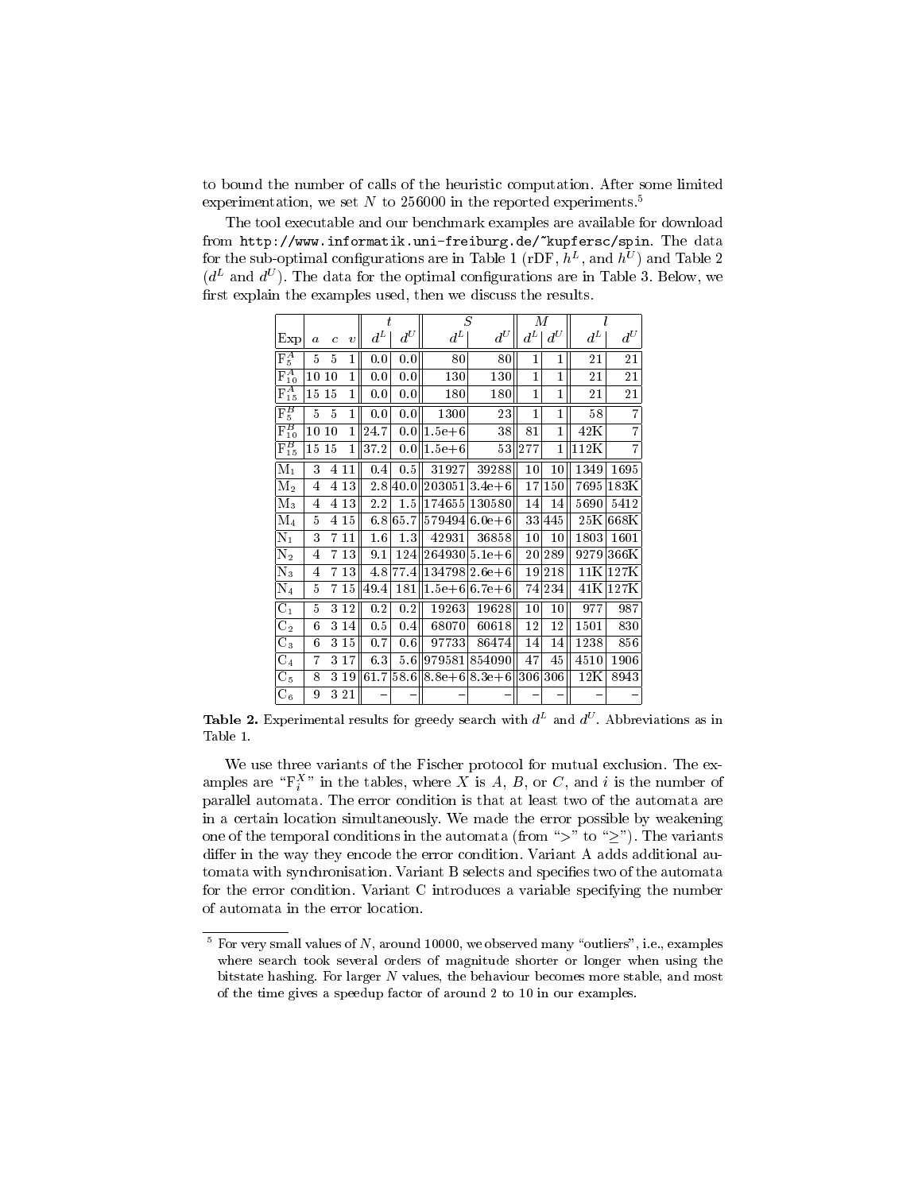to bound the number of calls of the heuristic computation. After some limited experimentation, we set $N$ to 256000 in the reported experiments.[5]

The tool executable and our benchmark examples are available for download from `http://www.informatik.uni-freiburg.de/~kupfersc/spin`. The data for the sub-optimal configurations are in Table 1 (rDF, $h^L$, and $h^U$) and Table 2 ($d^L$ and $d^U$). The data for the optimal configurations are in Table 3. Below, we first explain the examples used, then we discuss the results.

| | | | | $t$ | | $S$ | | $M$ | | $l$ | |
|---|---|---|---|---|---|---|---|---|---|---|---|
| Exp | $a$ | $c$ | $v$ | $d^L$ | $d^U$ | $d^L$ | $d^U$ | $d^L$ | $d^U$ | $d^L$ | $d^U$ |
| $F^A_5$ | 5 | 5 | 1 | 0.0 | 0.0 | 80 | 80 | 1 | 1 | 21 | 21 |
| $F^A_{10}$ | 10 | 10 | 1 | 0.0 | 0.0 | 130 | 130 | 1 | 1 | 21 | 21 |
| $F^A_{15}$ | 15 | 15 | 1 | 0.0 | 0.0 | 180 | 180 | 1 | 1 | 21 | 21 |
| $F^B_5$ | 5 | 5 | 1 | 0.0 | 0.0 | 1300 | 23 | 1 | 1 | 58 | 7 |
| $F^B_{10}$ | 10 | 10 | 1 | 24.7 | 0.0 | 1.5e+6 | 38 | 81 | 1 | 42K | 7 |
| $F^B_{15}$ | 15 | 15 | 1 | 37.2 | 0.0 | 1.5e+6 | 53 | 277 | 1 | 112K | 7 |
| $M_1$ | 3 | 4 | 11 | 0.4 | 0.5 | 31927 | 39288 | 10 | 10 | 1349 | 1695 |
| $M_2$ | 4 | 4 | 13 | 2.8 | 40.0 | 203051 | 3.4e+6 | 17 | 150 | 7695 | 183K |
| $M_3$ | 4 | 4 | 13 | 2.2 | 1.5 | 174655 | 130580 | 14 | 14 | 5690 | 5412 |
| $M_4$ | 5 | 4 | 15 | 6.8 | 65.7 | 579494 | 6.0e+6 | 33 | 445 | 25K | 668K |
| $N_1$ | 3 | 7 | 11 | 1.6 | 1.3 | 42931 | 36858 | 10 | 10 | 1803 | 1601 |
| $N_2$ | 4 | 7 | 13 | 9.1 | 124 | 264930 | 5.1e+6 | 20 | 289 | 9279 | 366K |
| $N_3$ | 4 | 7 | 13 | 4.8 | 77.4 | 134798 | 2.6e+6 | 19 | 218 | 11K | 127K |
| $N_4$ | 5 | 7 | 15 | 49.4 | 181 | 1.5e+6 | 6.7e+6 | 74 | 234 | 41K | 127K |
| $C_1$ | 5 | 3 | 12 | 0.2 | 0.2 | 19263 | 19628 | 10 | 10 | 977 | 987 |
| $C_2$ | 6 | 3 | 14 | 0.5 | 0.4 | 68070 | 60618 | 12 | 12 | 1501 | 830 |
| $C_3$ | 6 | 3 | 15 | 0.7 | 0.6 | 97733 | 86474 | 14 | 14 | 1238 | 856 |
| $C_4$ | 7 | 3 | 17 | 6.3 | 5.6 | 979581 | 854090 | 47 | 45 | 4510 | 1906 |
| $C_5$ | 8 | 3 | 19 | 61.7 | 58.6 | 8.8e+6 | 8.3e+6 | 306 | 306 | 12K | 8943 |
| $C_6$ | 9 | 3 | 21 | – | – | – | – | – | – | – | – |

**Table 2.** Experimental results for greedy search with $d^L$ and $d^U$. Abbreviations as in Table 1.

We use three variants of the Fischer protocol for mutual exclusion. The examples are "$F^X_i$" in the tables, where $X$ is $A$, $B$, or $C$, and $i$ is the number of parallel automata. The error condition is that at least two of the automata are in a certain location simultaneously. We made the error possible by weakening one of the temporal conditions in the automata (from "$>$" to "$\geq$"). The variants differ in the way they encode the error condition. Variant A adds additional automata with synchronisation. Variant B selects and specifies two of the automata for the error condition. Variant C introduces a variable specifying the number of automata in the error location.

[5] For very small values of $N$, around 10000, we observed many "outliers", i.e., examples where search took several orders of magnitude shorter or longer when using the bitstate hashing. For larger $N$ values, the behaviour becomes more stable, and most of the time gives a speedup factor of around 2 to 10 in our examples.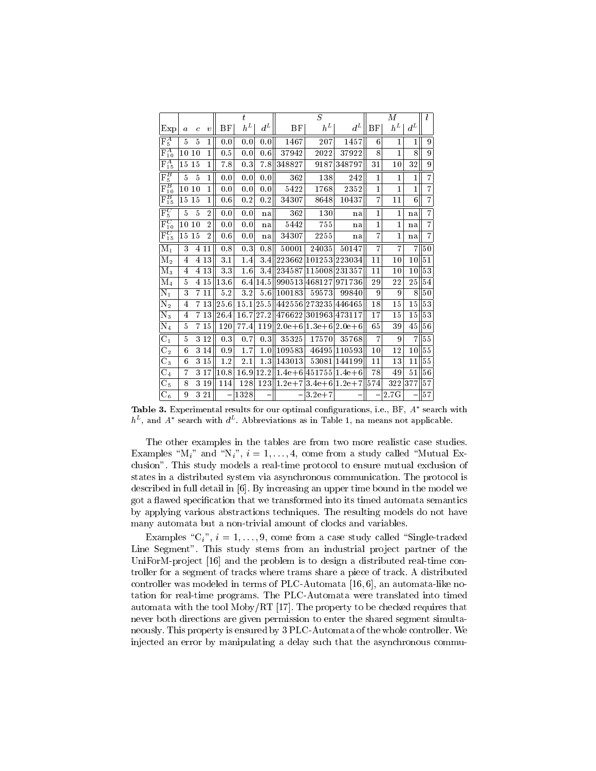| Exp | $a$ | $c$ | $v$ | $t$ BF | $t$ $h^L$ | $t$ $d^L$ | $S$ BF | $S$ $h^L$ | $S$ $d^L$ | $M$ BF | $M$ $h^L$ | $M$ $d^L$ | $l$ |
|---|---|---|---|---|---|---|---|---|---|---|---|---|---|
| $F_5^A$ | 5 | 5 | 1 | 0.0 | 0.0 | 0.0 | 1467 | 207 | 1457 | 6 | 1 | 1 | 9 |
| $F_{10}^A$ | 10 | 10 | 1 | 0.5 | 0.0 | 0.6 | 37942 | 2022 | 37922 | 8 | 1 | 8 | 9 |
| $F_{15}^A$ | 15 | 15 | 1 | 7.8 | 0.3 | 7.8 | 348827 | 9187 | 348797 | 31 | 10 | 32 | 9 |
| $F_5^B$ | 5 | 5 | 1 | 0.0 | 0.0 | 0.0 | 362 | 138 | 242 | 1 | 1 | 1 | 7 |
| $F_{10}^B$ | 10 | 10 | 1 | 0.0 | 0.0 | 0.0 | 5422 | 1768 | 2352 | 1 | 1 | 1 | 7 |
| $F_{15}^B$ | 15 | 15 | 1 | 0.6 | 0.2 | 0.2 | 34307 | 8648 | 10437 | 7 | 11 | 6 | 7 |
| $F_5^C$ | 5 | 5 | 2 | 0.0 | 0.0 | na | 362 | 130 | na | 1 | 1 | na | 7 |
| $F_{10}^C$ | 10 | 10 | 2 | 0.0 | 0.0 | na | 5442 | 755 | na | 1 | 1 | na | 7 |
| $F_{15}^C$ | 15 | 15 | 2 | 0.6 | 0.0 | na | 34307 | 2255 | na | 7 | 1 | na | 7 |
| $M_1$ | 3 | 4 | 11 | 0.8 | 0.3 | 0.8 | 50001 | 24035 | 50147 | 7 | 7 | 7 | 50 |
| $M_2$ | 4 | 4 | 13 | 3.1 | 1.4 | 3.4 | 223662 | 101253 | 223034 | 11 | 10 | 10 | 51 |
| $M_3$ | 4 | 4 | 13 | 3.3 | 1.6 | 3.4 | 234587 | 115008 | 231357 | 11 | 10 | 10 | 53 |
| $M_4$ | 5 | 4 | 15 | 13.6 | 6.4 | 14.5 | 990513 | 468127 | 971736 | 29 | 22 | 25 | 54 |
| $N_1$ | 3 | 7 | 11 | 5.2 | 3.2 | 5.6 | 100183 | 59573 | 99840 | 9 | 9 | 8 | 50 |
| $N_2$ | 4 | 7 | 13 | 25.6 | 15.1 | 25.5 | 442556 | 273235 | 446465 | 18 | 15 | 15 | 53 |
| $N_3$ | 4 | 7 | 13 | 26.4 | 16.7 | 27.2 | 476622 | 301963 | 473117 | 17 | 15 | 15 | 53 |
| $N_4$ | 5 | 7 | 15 | 120 | 77.4 | 119 | 2.0e+6 | 1.3e+6 | 2.0e+6 | 65 | 39 | 45 | 56 |
| $C_1$ | 5 | 3 | 12 | 0.3 | 0.7 | 0.3 | 35325 | 17570 | 35768 | 7 | 9 | 7 | 55 |
| $C_2$ | 6 | 3 | 14 | 0.9 | 1.7 | 1.0 | 109583 | 46495 | 110593 | 10 | 12 | 10 | 55 |
| $C_3$ | 6 | 3 | 15 | 1.2 | 2.1 | 1.3 | 143013 | 53081 | 144199 | 11 | 13 | 11 | 55 |
| $C_4$ | 7 | 3 | 17 | 10.8 | 16.9 | 12.2 | 1.4e+6 | 451755 | 1.4e+6 | 78 | 49 | 51 | 56 |
| $C_5$ | 8 | 3 | 19 | 114 | 128 | 123 | 1.2e+7 | 3.4e+6 | 1.2e+7 | 574 | 322 | 377 | 57 |
| $C_6$ | 9 | 3 | 21 | – | 1328 | – | – | 3.2e+7 | – | – | 2.7G | – | 57 |

**Table 3.** Experimental results for our optimal configurations, i.e., BF, $A^*$ search with $h^L$, and $A^*$ search with $d^L$. Abbreviations as in Table 1, na means not applicable.

The other examples in the tables are from two more realistic case studies. Examples "$M_i$" and "$N_i$", $i = 1, \ldots, 4$, come from a study called "Mutual Exclusion". This study models a real-time protocol to ensure mutual exclusion of states in a distributed system via asynchronous communication. The protocol is described in full detail in [6]. By increasing an upper time bound in the model we got a flawed specification that we transformed into its timed automata semantics by applying various abstractions techniques. The resulting models do not have many automata but a non-trivial amount of clocks and variables.

Examples "$C_i$", $i = 1, \ldots, 9$, come from a case study called "Single-tracked Line Segment". This study stems from an industrial project partner of the UniForM-project [16] and the problem is to design a distributed real-time controller for a segment of tracks where trams share a piece of track. A distributed controller was modeled in terms of PLC-Automata [16, 6], an automata-like notation for real-time programs. The PLC-Automata were translated into timed automata with the tool Moby/RT [17]. The property to be checked requires that never both directions are given permission to enter the shared segment simultaneously. This property is ensured by 3 PLC-Automata of the whole controller. We injected an error by manipulating a delay such that the asynchronous commu-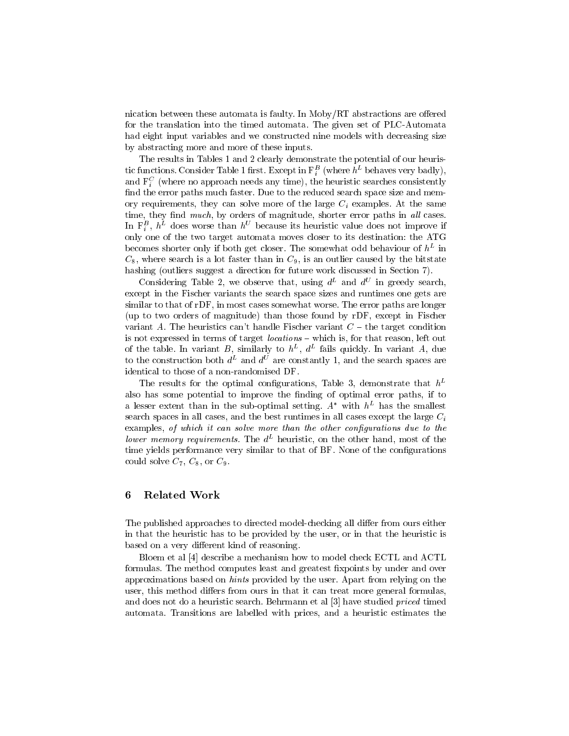nication between these automata is faulty. In Moby/RT abstractions are offered for the translation into the timed automata. The given set of PLC-Automata had eight input variables and we constructed nine models with decreasing size by abstracting more and more of these inputs.

The results in Tables 1 and 2 clearly demonstrate the potential of our heuristic functions. Consider Table 1 first. Except in $\mathrm{F}_i^B$ (where $h^L$ behaves very badly), and $\mathrm{F}_i^C$ (where no approach needs any time), the heuristic searches consistently find the error paths much faster. Due to the reduced search space size and memory requirements, they can solve more of the large $C_i$ examples. At the same time, they find *much*, by orders of magnitude, shorter error paths in *all* cases. In $\mathrm{F}_i^B$, $h^L$ does worse than $h^U$ because its heuristic value does not improve if only one of the two target automata moves closer to its destination: the ATG becomes shorter only if both get closer. The somewhat odd behaviour of $h^L$ in $C_8$, where search is a lot faster than in $C_9$, is an outlier caused by the bitstate hashing (outliers suggest a direction for future work discussed in Section 7).

Considering Table 2, we observe that, using $d^L$ and $d^U$ in greedy search, except in the Fischer variants the search space sizes and runtimes one gets are similar to that of rDF, in most cases somewhat worse. The error paths are longer (up to two orders of magnitude) than those found by rDF, except in Fischer variant $A$. The heuristics can't handle Fischer variant $C$ – the target condition is not expressed in terms of target *locations* – which is, for that reason, left out of the table. In variant $B$, similarly to $h^L$, $d^L$ fails quickly. In variant $A$, due to the construction both $d^L$ and $d^U$ are constantly 1, and the search spaces are identical to those of a non-randomised DF.

The results for the optimal configurations, Table 3, demonstrate that $h^L$ also has some potential to improve the finding of optimal error paths, if to a lesser extent than in the sub-optimal setting. $A^*$ with $h^L$ has the smallest search spaces in all cases, and the best runtimes in all cases except the large $C_i$ examples, *of which it can solve more than the other configurations due to the lower memory requirements.* The $d^L$ heuristic, on the other hand, most of the time yields performance very similar to that of BF. None of the configurations could solve $C_7$, $C_8$, or $C_9$.

## 6 Related Work

The published approaches to directed model-checking all differ from ours either in that the heuristic has to be provided by the user, or in that the heuristic is based on a very different kind of reasoning.

Bloem et al [4] describe a mechanism how to model check ECTL and ACTL formulas. The method computes least and greatest fixpoints by under and over approximations based on *hints* provided by the user. Apart from relying on the user, this method differs from ours in that it can treat more general formulas, and does not do a heuristic search. Behrmann et al [3] have studied *priced* timed automata. Transitions are labelled with prices, and a heuristic estimates the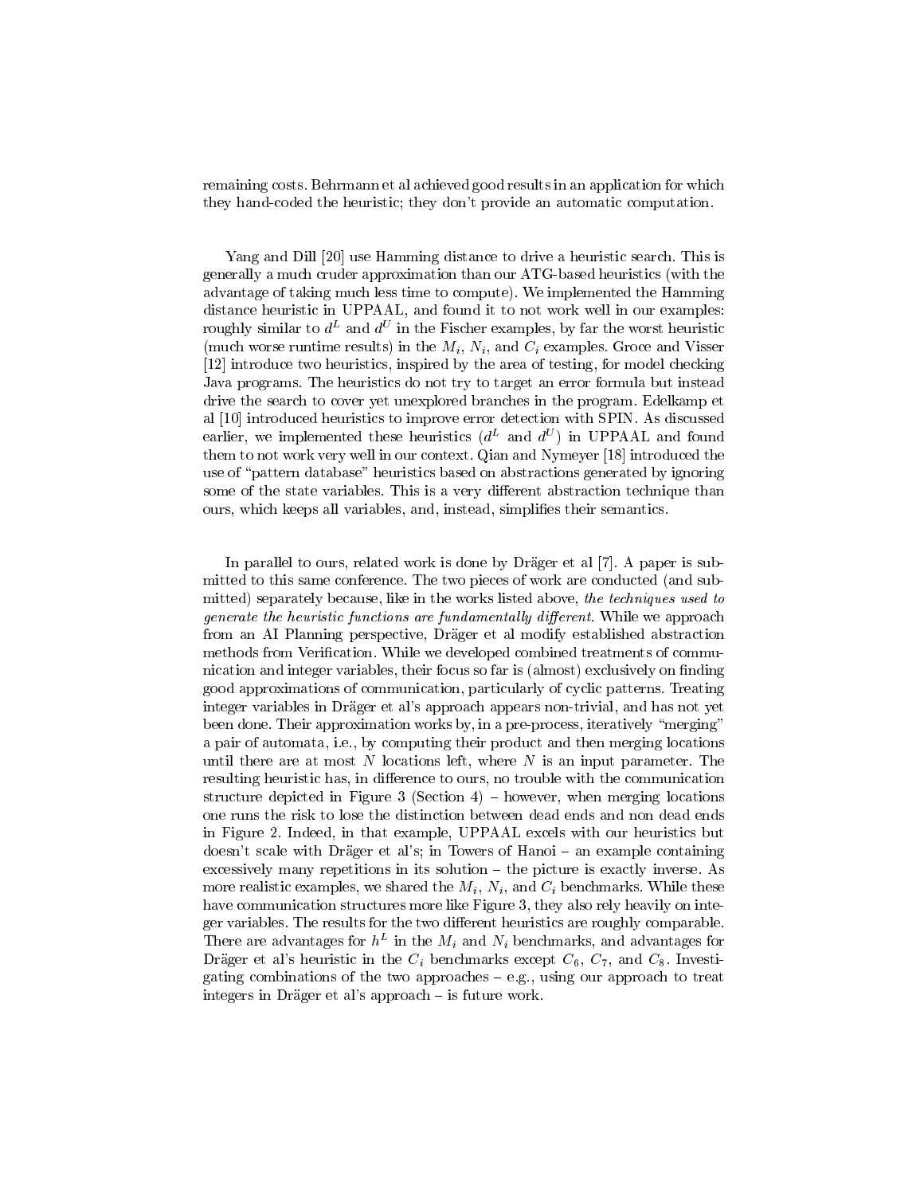remaining costs. Behrmann et al achieved good results in an application for which they hand-coded the heuristic; they don't provide an automatic computation.

Yang and Dill [20] use Hamming distance to drive a heuristic search. This is generally a much cruder approximation than our ATG-based heuristics (with the advantage of taking much less time to compute). We implemented the Hamming distance heuristic in UPPAAL, and found it to not work well in our examples: roughly similar to $d^L$ and $d^U$ in the Fischer examples, by far the worst heuristic (much worse runtime results) in the $M_i$, $N_i$, and $C_i$ examples. Groce and Visser [12] introduce two heuristics, inspired by the area of testing, for model checking Java programs. The heuristics do not try to target an error formula but instead drive the search to cover yet unexplored branches in the program. Edelkamp et al [10] introduced heuristics to improve error detection with SPIN. As discussed earlier, we implemented these heuristics ($d^L$ and $d^U$) in UPPAAL and found them to not work very well in our context. Qian and Nymeyer [18] introduced the use of "pattern database" heuristics based on abstractions generated by ignoring some of the state variables. This is a very different abstraction technique than ours, which keeps all variables, and, instead, simplifies their semantics.

In parallel to ours, related work is done by Dräger et al [7]. A paper is submitted to this same conference. The two pieces of work are conducted (and submitted) separately because, like in the works listed above, *the techniques used to generate the heuristic functions are fundamentally different.* While we approach from an AI Planning perspective, Dräger et al modify established abstraction methods from Verification. While we developed combined treatments of communication and integer variables, their focus so far is (almost) exclusively on finding good approximations of communication, particularly of cyclic patterns. Treating integer variables in Dräger et al's approach appears non-trivial, and has not yet been done. Their approximation works by, in a pre-process, iteratively "merging" a pair of automata, i.e., by computing their product and then merging locations until there are at most $N$ locations left, where $N$ is an input parameter. The resulting heuristic has, in difference to ours, no trouble with the communication structure depicted in Figure 3 (Section 4) – however, when merging locations one runs the risk to lose the distinction between dead ends and non dead ends in Figure 2. Indeed, in that example, UPPAAL excels with our heuristics but doesn't scale with Dräger et al's; in Towers of Hanoi – an example containing excessively many repetitions in its solution – the picture is exactly inverse. As more realistic examples, we shared the $M_i$, $N_i$, and $C_i$ benchmarks. While these have communication structures more like Figure 3, they also rely heavily on integer variables. The results for the two different heuristics are roughly comparable. There are advantages for $h^L$ in the $M_i$ and $N_i$ benchmarks, and advantages for Dräger et al's heuristic in the $C_i$ benchmarks except $C_6$, $C_7$, and $C_8$. Investigating combinations of the two approaches – e.g., using our approach to treat integers in Dräger et al's approach – is future work.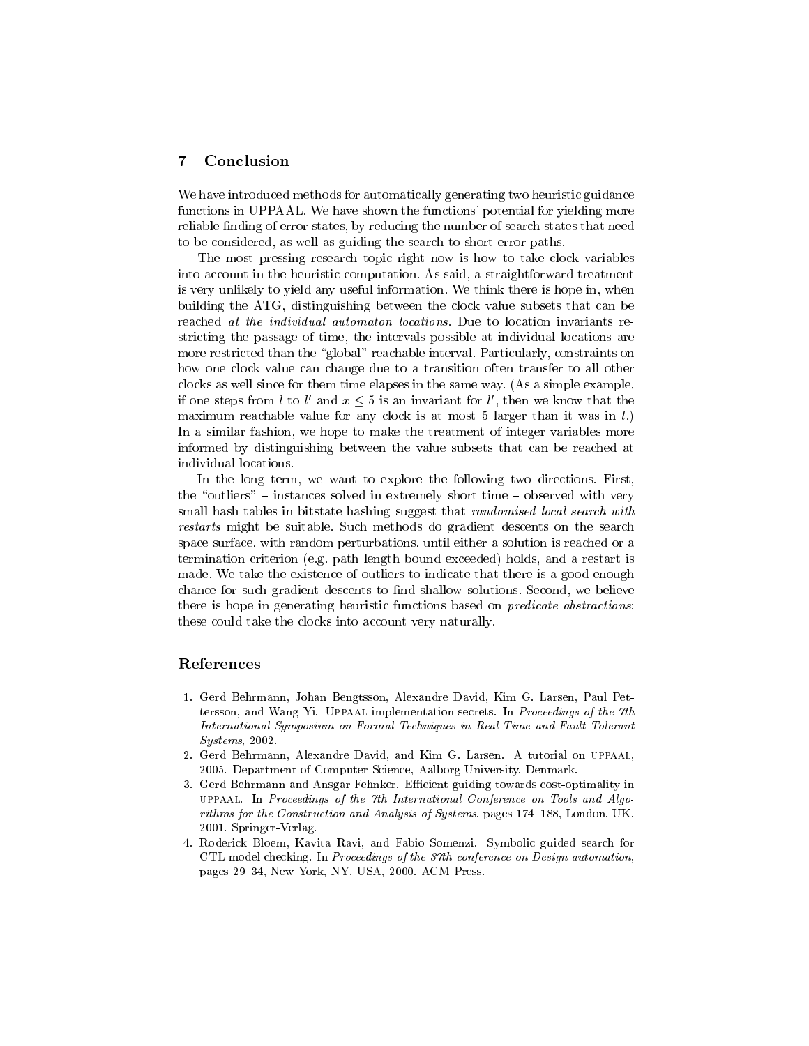## 7 Conclusion

We have introduced methods for automatically generating two heuristic guidance functions in UPPAAL. We have shown the functions' potential for yielding more reliable finding of error states, by reducing the number of search states that need to be considered, as well as guiding the search to short error paths.

The most pressing research topic right now is how to take clock variables into account in the heuristic computation. As said, a straightforward treatment is very unlikely to yield any useful information. We think there is hope in, when building the ATG, distinguishing between the clock value subsets that can be reached *at the individual automaton locations*. Due to location invariants restricting the passage of time, the intervals possible at individual locations are more restricted than the "global" reachable interval. Particularly, constraints on how one clock value can change due to a transition often transfer to all other clocks as well since for them time elapses in the same way. (As a simple example, if one steps from $l$ to $l'$ and $x \leq 5$ is an invariant for $l'$, then we know that the maximum reachable value for any clock is at most 5 larger than it was in $l$.) In a similar fashion, we hope to make the treatment of integer variables more informed by distinguishing between the value subsets that can be reached at individual locations.

In the long term, we want to explore the following two directions. First, the "outliers" – instances solved in extremely short time – observed with very small hash tables in bitstate hashing suggest that *randomised local search with restarts* might be suitable. Such methods do gradient descents on the search space surface, with random perturbations, until either a solution is reached or a termination criterion (e.g. path length bound exceeded) holds, and a restart is made. We take the existence of outliers to indicate that there is a good enough chance for such gradient descents to find shallow solutions. Second, we believe there is hope in generating heuristic functions based on *predicate abstractions*: these could take the clocks into account very naturally.

## References

1. Gerd Behrmann, Johan Bengtsson, Alexandre David, Kim G. Larsen, Paul Pettersson, and Wang Yi. UPPAAL implementation secrets. In *Proceedings of the 7th International Symposium on Formal Techniques in Real-Time and Fault Tolerant Systems*, 2002.
2. Gerd Behrmann, Alexandre David, and Kim G. Larsen. A tutorial on UPPAAL, 2005. Department of Computer Science, Aalborg University, Denmark.
3. Gerd Behrmann and Ansgar Fehnker. Efficient guiding towards cost-optimality in UPPAAL. In *Proceedings of the 7th International Conference on Tools and Algorithms for the Construction and Analysis of Systems*, pages 174–188, London, UK, 2001. Springer-Verlag.
4. Roderick Bloem, Kavita Ravi, and Fabio Somenzi. Symbolic guided search for CTL model checking. In *Proceedings of the 37th conference on Design automation*, pages 29–34, New York, NY, USA, 2000. ACM Press.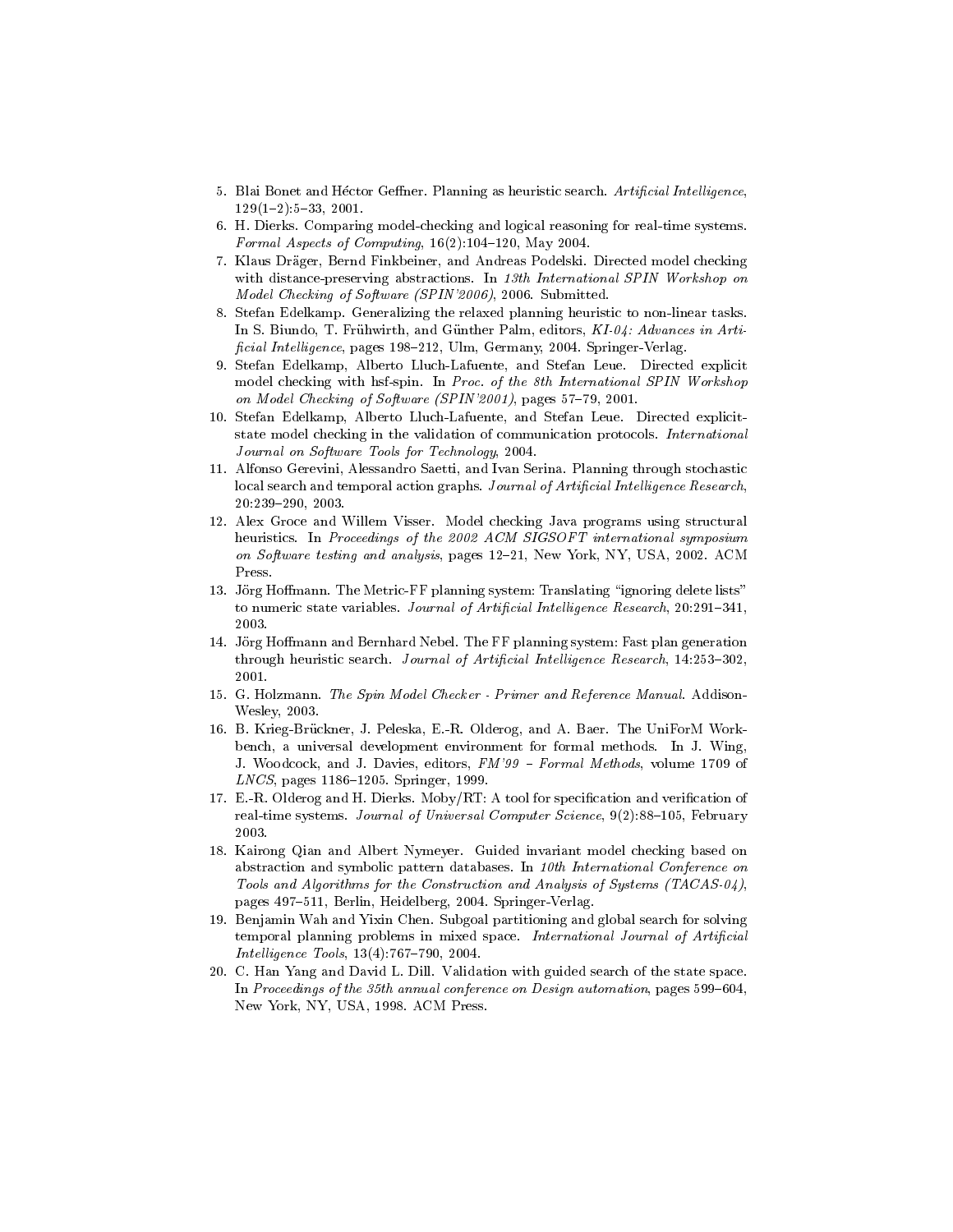5. Blai Bonet and Héctor Geffner. Planning as heuristic search. *Artificial Intelligence*, 129(1–2):5–33, 2001.
6. H. Dierks. Comparing model-checking and logical reasoning for real-time systems. *Formal Aspects of Computing*, 16(2):104–120, May 2004.
7. Klaus Dräger, Bernd Finkbeiner, and Andreas Podelski. Directed model checking with distance-preserving abstractions. In *13th International SPIN Workshop on Model Checking of Software (SPIN'2006)*, 2006. Submitted.
8. Stefan Edelkamp. Generalizing the relaxed planning heuristic to non-linear tasks. In S. Biundo, T. Frühwirth, and Günther Palm, editors, *KI-04: Advances in Artificial Intelligence*, pages 198–212, Ulm, Germany, 2004. Springer-Verlag.
9. Stefan Edelkamp, Alberto Lluch-Lafuente, and Stefan Leue. Directed explicit model checking with hsf-spin. In *Proc. of the 8th International SPIN Workshop on Model Checking of Software (SPIN'2001)*, pages 57–79, 2001.
10. Stefan Edelkamp, Alberto Lluch-Lafuente, and Stefan Leue. Directed explicit-state model checking in the validation of communication protocols. *International Journal on Software Tools for Technology*, 2004.
11. Alfonso Gerevini, Alessandro Saetti, and Ivan Serina. Planning through stochastic local search and temporal action graphs. *Journal of Artificial Intelligence Research*, 20:239–290, 2003.
12. Alex Groce and Willem Visser. Model checking Java programs using structural heuristics. In *Proceedings of the 2002 ACM SIGSOFT international symposium on Software testing and analysis*, pages 12–21, New York, NY, USA, 2002. ACM Press.
13. Jörg Hoffmann. The Metric-FF planning system: Translating "ignoring delete lists" to numeric state variables. *Journal of Artificial Intelligence Research*, 20:291–341, 2003.
14. Jörg Hoffmann and Bernhard Nebel. The FF planning system: Fast plan generation through heuristic search. *Journal of Artificial Intelligence Research*, 14:253–302, 2001.
15. G. Holzmann. *The Spin Model Checker - Primer and Reference Manual*. Addison-Wesley, 2003.
16. B. Krieg-Brückner, J. Peleska, E.-R. Olderog, and A. Baer. The UniForM Workbench, a universal development environment for formal methods. In J. Wing, J. Woodcock, and J. Davies, editors, *FM'99 – Formal Methods*, volume 1709 of *LNCS*, pages 1186–1205. Springer, 1999.
17. E.-R. Olderog and H. Dierks. Moby/RT: A tool for specification and verification of real-time systems. *Journal of Universal Computer Science*, 9(2):88–105, February 2003.
18. Kairong Qian and Albert Nymeyer. Guided invariant model checking based on abstraction and symbolic pattern databases. In *10th International Conference on Tools and Algorithms for the Construction and Analysis of Systems (TACAS-04)*, pages 497–511, Berlin, Heidelberg, 2004. Springer-Verlag.
19. Benjamin Wah and Yixin Chen. Subgoal partitioning and global search for solving temporal planning problems in mixed space. *International Journal of Artificial Intelligence Tools*, 13(4):767–790, 2004.
20. C. Han Yang and David L. Dill. Validation with guided search of the state space. In *Proceedings of the 35th annual conference on Design automation*, pages 599–604, New York, NY, USA, 1998. ACM Press.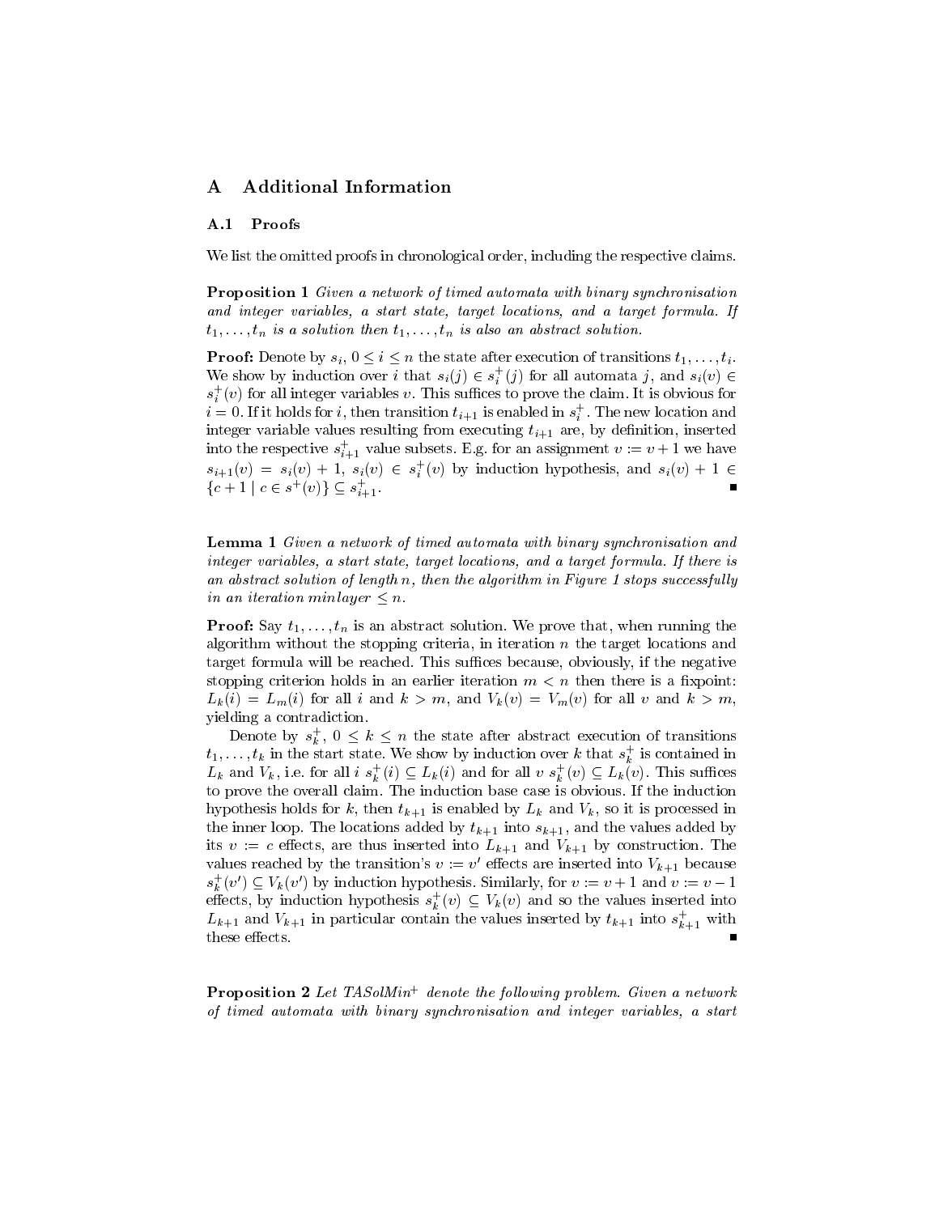## A Additional Information

### A.1 Proofs

We list the omitted proofs in chronological order, including the respective claims.

**Proposition 1** *Given a network of timed automata with binary synchronisation and integer variables, a start state, target locations, and a target formula. If $t_1, \dots, t_n$ is a solution then $t_1, \dots, t_n$ is also an abstract solution.*

**Proof:** Denote by $s_i$, $0 \leq i \leq n$ the state after execution of transitions $t_1, \dots, t_i$. We show by induction over $i$ that $s_i(j) \in s_i^+(j)$ for all automata $j$, and $s_i(v) \in s_i^+(v)$ for all integer variables $v$. This suffices to prove the claim. It is obvious for $i = 0$. If it holds for $i$, then transition $t_{i+1}$ is enabled in $s_i^+$. The new location and integer variable values resulting from executing $t_{i+1}$ are, by definition, inserted into the respective $s_{i+1}^+$ value subsets. E.g. for an assignment $v := v + 1$ we have $s_{i+1}(v) = s_i(v) + 1$, $s_i(v) \in s_i^+(v)$ by induction hypothesis, and $s_i(v) + 1 \in \{c + 1 \mid c \in s^+(v)\} \subseteq s_{i+1}^+$. ∎

**Lemma 1** *Given a network of timed automata with binary synchronisation and integer variables, a start state, target locations, and a target formula. If there is an abstract solution of length n, then the algorithm in Figure 1 stops successfully in an iteration minlayer $\leq n$.*

**Proof:** Say $t_1, \dots, t_n$ is an abstract solution. We prove that, when running the algorithm without the stopping criteria, in iteration $n$ the target locations and target formula will be reached. This suffices because, obviously, if the negative stopping criterion holds in an earlier iteration $m < n$ then there is a fixpoint: $L_k(i) = L_m(i)$ for all $i$ and $k > m$, and $V_k(v) = V_m(v)$ for all $v$ and $k > m$, yielding a contradiction.

Denote by $s_k^+$, $0 \leq k \leq n$ the state after abstract execution of transitions $t_1, \dots, t_k$ in the start state. We show by induction over $k$ that $s_k^+$ is contained in $L_k$ and $V_k$, i.e. for all $i$ $s_k^+(i) \subseteq L_k(i)$ and for all $v$ $s_k^+(v) \subseteq L_k(v)$. This suffices to prove the overall claim. The induction base case is obvious. If the induction hypothesis holds for $k$, then $t_{k+1}$ is enabled by $L_k$ and $V_k$, so it is processed in the inner loop. The locations added by $t_{k+1}$ into $s_{k+1}$, and the values added by its $v := c$ effects, are thus inserted into $L_{k+1}$ and $V_{k+1}$ by construction. The values reached by the transition's $v := v'$ effects are inserted into $V_{k+1}$ because $s_k^+(v') \subseteq V_k(v')$ by induction hypothesis. Similarly, for $v := v + 1$ and $v := v - 1$ effects, by induction hypothesis $s_k^+(v) \subseteq V_k(v)$ and so the values inserted into $L_{k+1}$ and $V_{k+1}$ in particular contain the values inserted by $t_{k+1}$ into $s_{k+1}^+$ with these effects. ∎

**Proposition 2** *Let TASolMin$^+$ denote the following problem. Given a network of timed automata with binary synchronisation and integer variables, a start*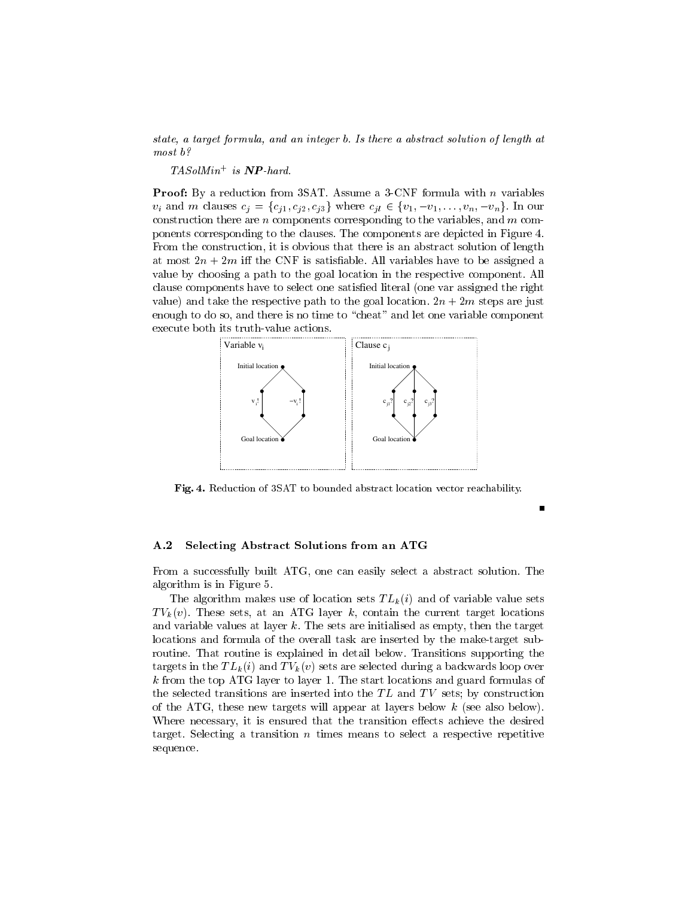*state, a target formula, and an integer b. Is there a abstract solution of length at most b?*

*TASolMin$^+$ is **NP**-hard.*

**Proof:** By a reduction from 3SAT. Assume a 3-CNF formula with $n$ variables $v_i$ and $m$ clauses $c_j = \{c_{j1}, c_{j2}, c_{j3}\}$ where $c_{jl} \in \{v_1, -v_1, \ldots, v_n, -v_n\}$. In our construction there are $n$ components corresponding to the variables, and $m$ components corresponding to the clauses. The components are depicted in Figure 4. From the construction, it is obvious that there is an abstract solution of length at most $2n + 2m$ iff the CNF is satisfiable. All variables have to be assigned a value by choosing a path to the goal location in the respective component. All clause components have to select one satisfied literal (one var assigned the right value) and take the respective path to the goal location. $2n + 2m$ steps are just enough to do so, and there is no time to "cheat" and let one variable component execute both its truth-value actions.

**Fig. 4.** Reduction of 3SAT to bounded abstract location vector reachability.

■

### A.2 Selecting Abstract Solutions from an ATG

From a successfully built ATG, one can easily select a abstract solution. The algorithm is in Figure 5.

The algorithm makes use of location sets $TL_k(i)$ and of variable value sets $TV_k(v)$. These sets, at an ATG layer $k$, contain the current target locations and variable values at layer $k$. The sets are initialised as empty, then the target locations and formula of the overall task are inserted by the make-target subroutine. That routine is explained in detail below. Transitions supporting the targets in the $TL_k(i)$ and $TV_k(v)$ sets are selected during a backwards loop over $k$ from the top ATG layer to layer 1. The start locations and guard formulas of the selected transitions are inserted into the $TL$ and $TV$ sets; by construction of the ATG, these new targets will appear at layers below $k$ (see also below). Where necessary, it is ensured that the transition effects achieve the desired target. Selecting a transition $n$ times means to select a respective repetitive sequence.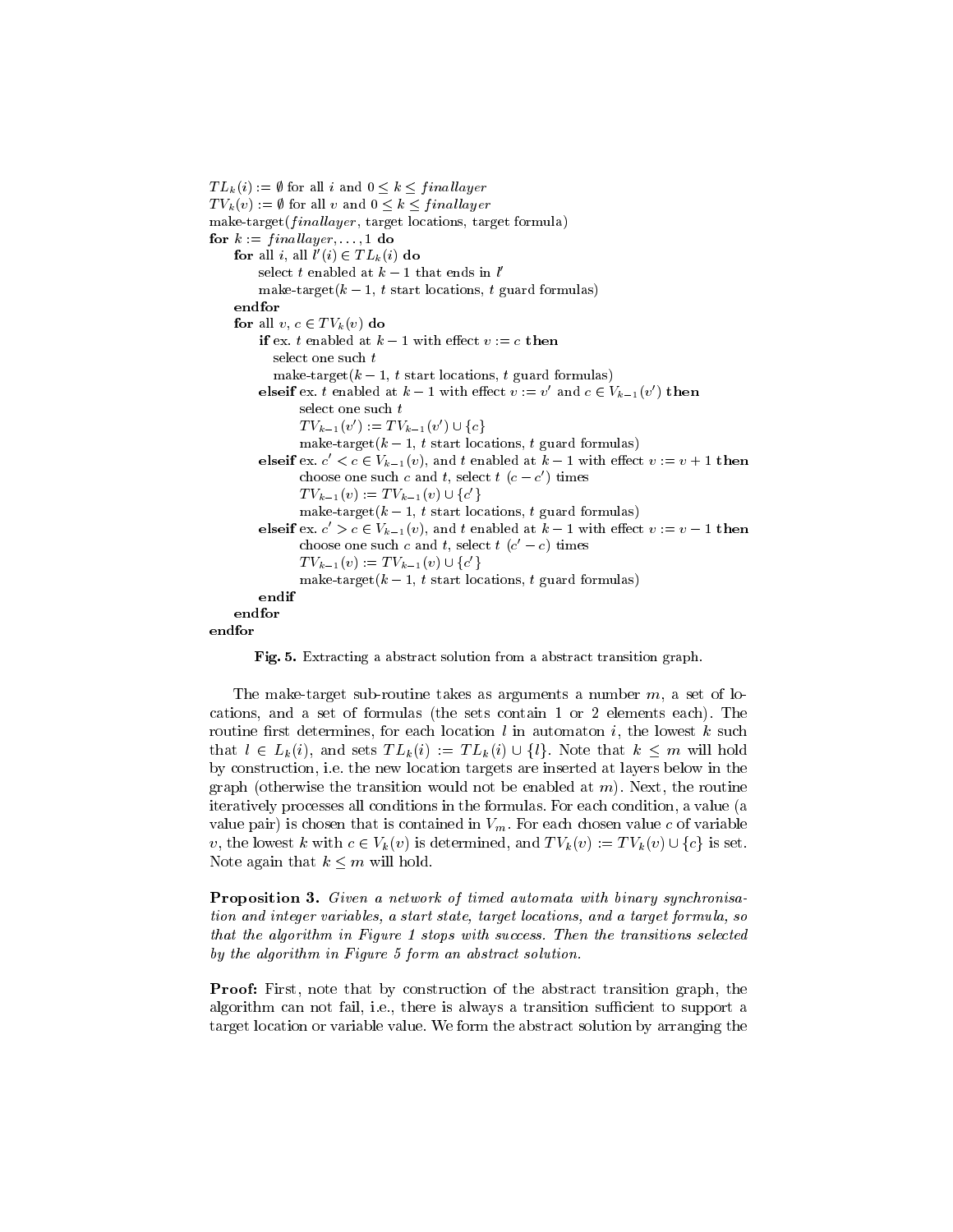```
TL_k(i) := ∅ for all i and 0 ≤ k ≤ finallayer
TV_k(v) := ∅ for all v and 0 ≤ k ≤ finallayer
make-target(finallayer, target locations, target formula)
for k := finallayer, ..., 1 do
    for all i, all l'(i) ∈ TL_k(i) do
        select t enabled at k − 1 that ends in l'
        make-target(k − 1, t start locations, t guard formulas)
    endfor
    for all v, c ∈ TV_k(v) do
        if ex. t enabled at k − 1 with effect v := c then
            select one such t
            make-target(k − 1, t start locations, t guard formulas)
        elseif ex. t enabled at k − 1 with effect v := v' and c ∈ V_{k−1}(v') then
            select one such t
            TV_{k−1}(v') := TV_{k−1}(v') ∪ {c}
            make-target(k − 1, t start locations, t guard formulas)
        elseif ex. c' < c ∈ V_{k−1}(v), and t enabled at k − 1 with effect v := v + 1 then
            choose one such c and t, select t (c − c') times
            TV_{k−1}(v) := TV_{k−1}(v) ∪ {c'}
            make-target(k − 1, t start locations, t guard formulas)
        elseif ex. c' > c ∈ V_{k−1}(v), and t enabled at k − 1 with effect v := v − 1 then
            choose one such c and t, select t (c' − c) times
            TV_{k−1}(v) := TV_{k−1}(v) ∪ {c'}
            make-target(k − 1, t start locations, t guard formulas)
        endif
    endfor
endfor
```

**Fig. 5.** Extracting a abstract solution from a abstract transition graph.

The make-target sub-routine takes as arguments a number $m$, a set of locations, and a set of formulas (the sets contain 1 or 2 elements each). The routine first determines, for each location $l$ in automaton $i$, the lowest $k$ such that $l \in L_k(i)$, and sets $TL_k(i) := TL_k(i) \cup \{l\}$. Note that $k \leq m$ will hold by construction, i.e. the new location targets are inserted at layers below in the graph (otherwise the transition would not be enabled at $m$). Next, the routine iteratively processes all conditions in the formulas. For each condition, a value (a value pair) is chosen that is contained in $V_m$. For each chosen value $c$ of variable $v$, the lowest $k$ with $c \in V_k(v)$ is determined, and $TV_k(v) := TV_k(v) \cup \{c\}$ is set. Note again that $k \leq m$ will hold.

**Proposition 3.** *Given a network of timed automata with binary synchronisation and integer variables, a start state, target locations, and a target formula, so that the algorithm in Figure 1 stops with success. Then the transitions selected by the algorithm in Figure 5 form an abstract solution.*

**Proof:** First, note that by construction of the abstract transition graph, the algorithm can not fail, i.e., there is always a transition sufficient to support a target location or variable value. We form the abstract solution by arranging the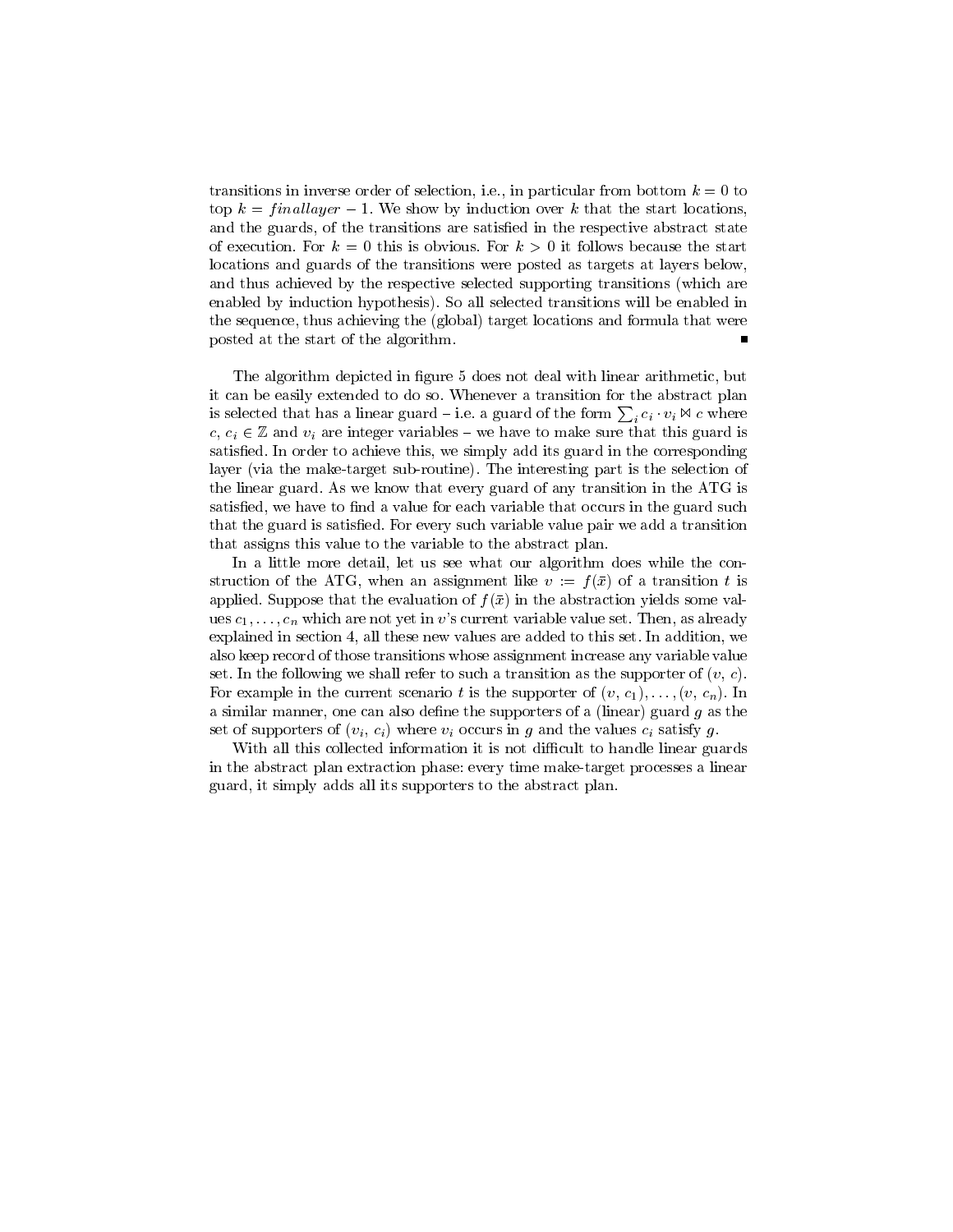transitions in inverse order of selection, i.e., in particular from bottom $k = 0$ to top $k = finallayer - 1$. We show by induction over $k$ that the start locations, and the guards, of the transitions are satisfied in the respective abstract state of execution. For $k = 0$ this is obvious. For $k > 0$ it follows because the start locations and guards of the transitions were posted as targets at layers below, and thus achieved by the respective selected supporting transitions (which are enabled by induction hypothesis). So all selected transitions will be enabled in the sequence, thus achieving the (global) target locations and formula that were posted at the start of the algorithm. ∎

The algorithm depicted in figure 5 does not deal with linear arithmetic, but it can be easily extended to do so. Whenever a transition for the abstract plan is selected that has a linear guard – i.e. a guard of the form $\sum_i c_i \cdot v_i \bowtie c$ where $c, c_i \in \mathbb{Z}$ and $v_i$ are integer variables – we have to make sure that this guard is satisfied. In order to achieve this, we simply add its guard in the corresponding layer (via the make-target sub-routine). The interesting part is the selection of the linear guard. As we know that every guard of any transition in the ATG is satisfied, we have to find a value for each variable that occurs in the guard such that the guard is satisfied. For every such variable value pair we add a transition that assigns this value to the variable to the abstract plan.

In a little more detail, let us see what our algorithm does while the construction of the ATG, when an assignment like $v := f(\bar{x})$ of a transition $t$ is applied. Suppose that the evaluation of $f(\bar{x})$ in the abstraction yields some values $c_1, \ldots, c_n$ which are not yet in $v$'s current variable value set. Then, as already explained in section 4, all these new values are added to this set. In addition, we also keep record of those transitions whose assignment increase any variable value set. In the following we shall refer to such a transition as the supporter of $(v, c)$. For example in the current scenario $t$ is the supporter of $(v, c_1), \ldots, (v, c_n)$. In a similar manner, one can also define the supporters of a (linear) guard $g$ as the set of supporters of $(v_i, c_i)$ where $v_i$ occurs in $g$ and the values $c_i$ satisfy $g$.

With all this collected information it is not difficult to handle linear guards in the abstract plan extraction phase: every time make-target processes a linear guard, it simply adds all its supporters to the abstract plan.